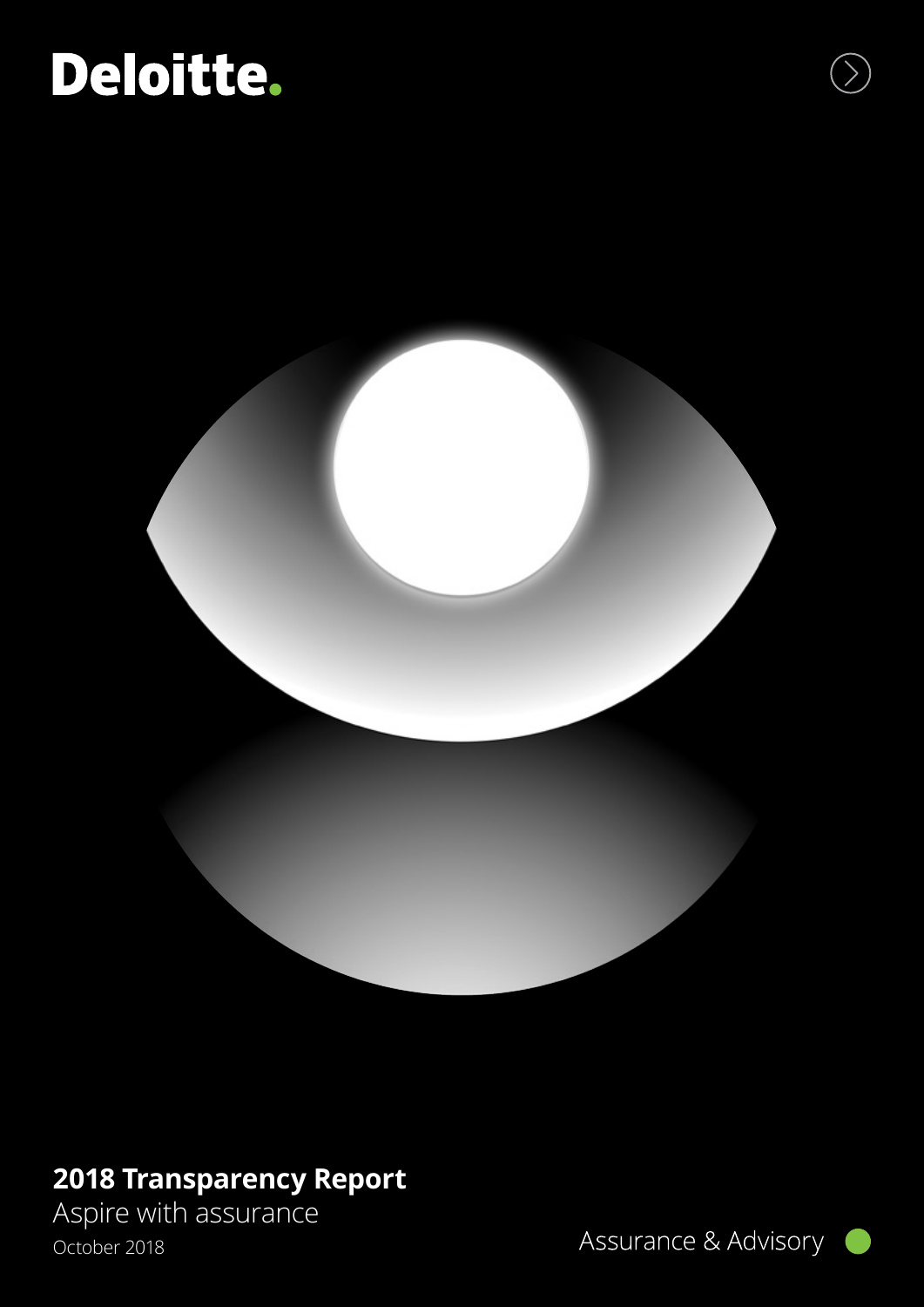Deloitte.

# 2018 Transparency Report

Aspire with assurance

October 2018

Assurance & Advisory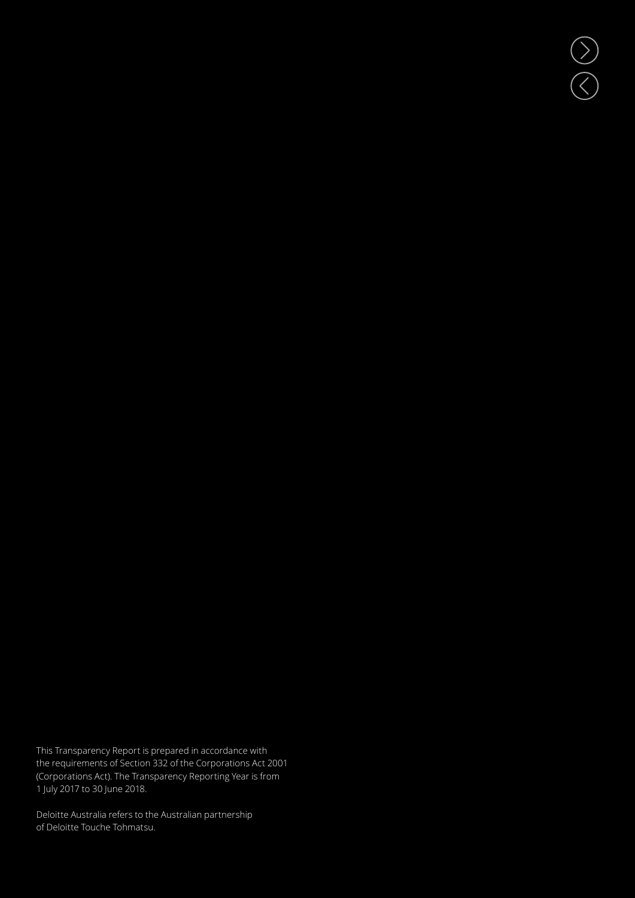This Transparency Report is prepared in accordance with the requirements of Section 332 of the Corporations Act 2001 (Corporations Act). The Transparency Reporting Year is from 1 July 2017 to 30 June 2018.

Deloitte Australia refers to the Australian partnership of Deloitte Touche Tohmatsu.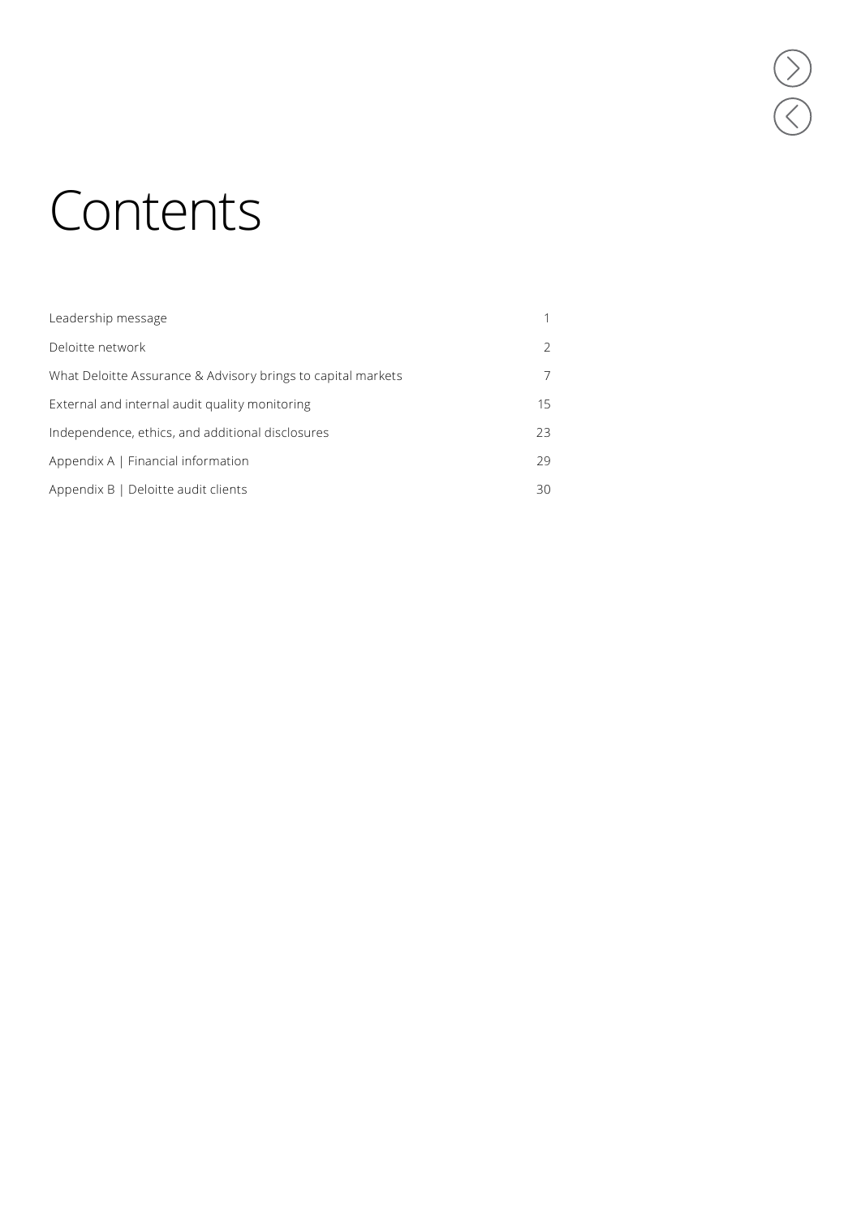# Contents

| | |
|---|---|
| Leadership message | 1 |
| Deloitte network | 2 |
| What Deloitte Assurance & Advisory brings to capital markets | 7 |
| External and internal audit quality monitoring | 15 |
| Independence, ethics, and additional disclosures | 23 |
| Appendix A \| Financial information | 29 |
| Appendix B \| Deloitte audit clients | 30 |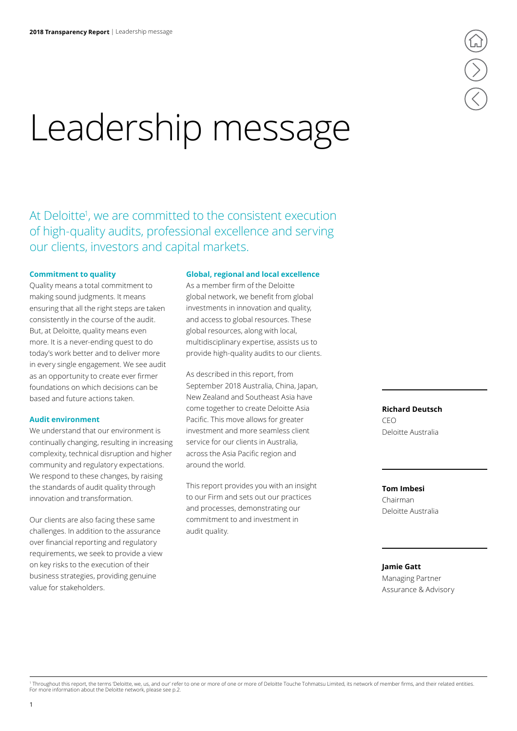# Leadership message

At Deloitte[1], we are committed to the consistent execution of high-quality audits, professional excellence and serving our clients, investors and capital markets.

### Commitment to quality

Quality means a total commitment to making sound judgments. It means ensuring that all the right steps are taken consistently in the course of the audit. But, at Deloitte, quality means even more. It is a never-ending quest to do today's work better and to deliver more in every single engagement. We see audit as an opportunity to create ever firmer foundations on which decisions can be based and future actions taken.

### Audit environment

We understand that our environment is continually changing, resulting in increasing complexity, technical disruption and higher community and regulatory expectations. We respond to these changes, by raising the standards of audit quality through innovation and transformation.

Our clients are also facing these same challenges. In addition to the assurance over financial reporting and regulatory requirements, we seek to provide a view on key risks to the execution of their business strategies, providing genuine value for stakeholders.

### Global, regional and local excellence

As a member firm of the Deloitte global network, we benefit from global investments in innovation and quality, and access to global resources. These global resources, along with local, multidisciplinary expertise, assists us to provide high-quality audits to our clients.

As described in this report, from September 2018 Australia, China, Japan, New Zealand and Southeast Asia have come together to create Deloitte Asia Pacific. This move allows for greater investment and more seamless client service for our clients in Australia, across the Asia Pacific region and around the world.

This report provides you with an insight to our Firm and sets out our practices and processes, demonstrating our commitment to and investment in audit quality.

**Richard Deutsch**
CEO
Deloitte Australia

**Tom Imbesi**
Chairman
Deloitte Australia

**Jamie Gatt**
Managing Partner
Assurance & Advisory

[1] Throughout this report, the terms 'Deloitte, we, us, and our' refer to one or more of one or more of Deloitte Touche Tohmatsu Limited, its network of member firms, and their related entities. For more information about the Deloitte network, please see p.2.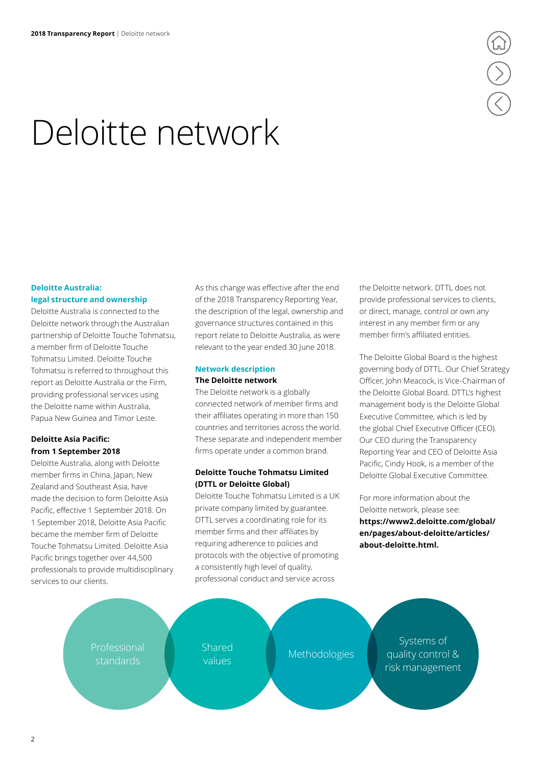# Deloitte network

## Deloitte Australia: legal structure and ownership

Deloitte Australia is connected to the Deloitte network through the Australian partnership of Deloitte Touche Tohmatsu, a member firm of Deloitte Touche Tohmatsu Limited. Deloitte Touche Tohmatsu is referred to throughout this report as Deloitte Australia or the Firm, providing professional services using the Deloitte name within Australia, Papua New Guinea and Timor Leste.

### Deloitte Asia Pacific: from 1 September 2018

Deloitte Australia, along with Deloitte member firms in China, Japan, New Zealand and Southeast Asia, have made the decision to form Deloitte Asia Pacific, effective 1 September 2018. On 1 September 2018, Deloitte Asia Pacific became the member firm of Deloitte Touche Tohmatsu Limited. Deloitte Asia Pacific brings together over 44,500 professionals to provide multidisciplinary services to our clients.

As this change was effective after the end of the 2018 Transparency Reporting Year, the description of the legal, ownership and governance structures contained in this report relate to Deloitte Australia, as were relevant to the year ended 30 June 2018.

## Network description

### The Deloitte network

The Deloitte network is a globally connected network of member firms and their affiliates operating in more than 150 countries and territories across the world. These separate and independent member firms operate under a common brand.

### Deloitte Touche Tohmatsu Limited (DTTL or Deloitte Global)

Deloitte Touche Tohmatsu Limited is a UK private company limited by guarantee. DTTL serves a coordinating role for its member firms and their affiliates by requiring adherence to policies and protocols with the objective of promoting a consistently high level of quality, professional conduct and service across the Deloitte network. DTTL does not provide professional services to clients, or direct, manage, control or own any interest in any member firm or any member firm's affiliated entities.

The Deloitte Global Board is the highest governing body of DTTL. Our Chief Strategy Officer, John Meacock, is Vice-Chairman of the Deloitte Global Board. DTTL's highest management body is the Deloitte Global Executive Committee, which is led by the global Chief Executive Officer (CEO). Our CEO during the Transparency Reporting Year and CEO of Deloitte Asia Pacific, Cindy Hook, is a member of the Deloitte Global Executive Committee.

For more information about the Deloitte network, please see: **https://www2.deloitte.com/global/en/pages/about-deloitte/articles/about-deloitte.html.**

Professional standards

Shared values

Methodologies

Systems of quality control & risk management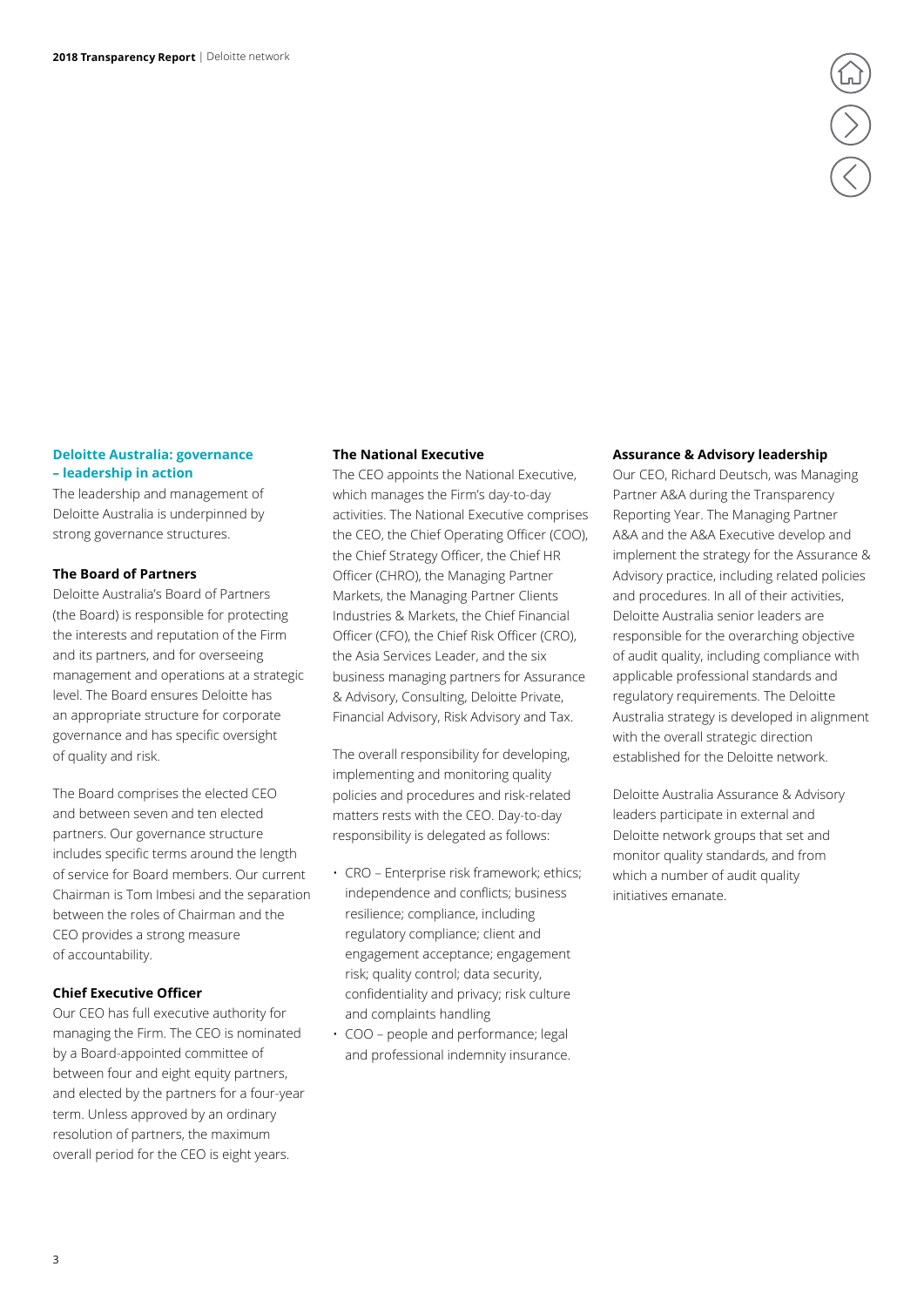## Deloitte Australia: governance – leadership in action

The leadership and management of Deloitte Australia is underpinned by strong governance structures.

### The Board of Partners

Deloitte Australia's Board of Partners (the Board) is responsible for protecting the interests and reputation of the Firm and its partners, and for overseeing management and operations at a strategic level. The Board ensures Deloitte has an appropriate structure for corporate governance and has specific oversight of quality and risk.

The Board comprises the elected CEO and between seven and ten elected partners. Our governance structure includes specific terms around the length of service for Board members. Our current Chairman is Tom Imbesi and the separation between the roles of Chairman and the CEO provides a strong measure of accountability.

### Chief Executive Officer

Our CEO has full executive authority for managing the Firm. The CEO is nominated by a Board-appointed committee of between four and eight equity partners, and elected by the partners for a four-year term. Unless approved by an ordinary resolution of partners, the maximum overall period for the CEO is eight years.

### The National Executive

The CEO appoints the National Executive, which manages the Firm's day-to-day activities. The National Executive comprises the CEO, the Chief Operating Officer (COO), the Chief Strategy Officer, the Chief HR Officer (CHRO), the Managing Partner Markets, the Managing Partner Clients Industries & Markets, the Chief Financial Officer (CFO), the Chief Risk Officer (CRO), the Asia Services Leader, and the six business managing partners for Assurance & Advisory, Consulting, Deloitte Private, Financial Advisory, Risk Advisory and Tax.

The overall responsibility for developing, implementing and monitoring quality policies and procedures and risk-related matters rests with the CEO. Day-to-day responsibility is delegated as follows:

- CRO – Enterprise risk framework; ethics; independence and conflicts; business resilience; compliance, including regulatory compliance; client and engagement acceptance; engagement risk; quality control; data security, confidentiality and privacy; risk culture and complaints handling
- COO – people and performance; legal and professional indemnity insurance.

### Assurance & Advisory leadership

Our CEO, Richard Deutsch, was Managing Partner A&A during the Transparency Reporting Year. The Managing Partner A&A and the A&A Executive develop and implement the strategy for the Assurance & Advisory practice, including related policies and procedures. In all of their activities, Deloitte Australia senior leaders are responsible for the overarching objective of audit quality, including compliance with applicable professional standards and regulatory requirements. The Deloitte Australia strategy is developed in alignment with the overall strategic direction established for the Deloitte network.

Deloitte Australia Assurance & Advisory leaders participate in external and Deloitte network groups that set and monitor quality standards, and from which a number of audit quality initiatives emanate.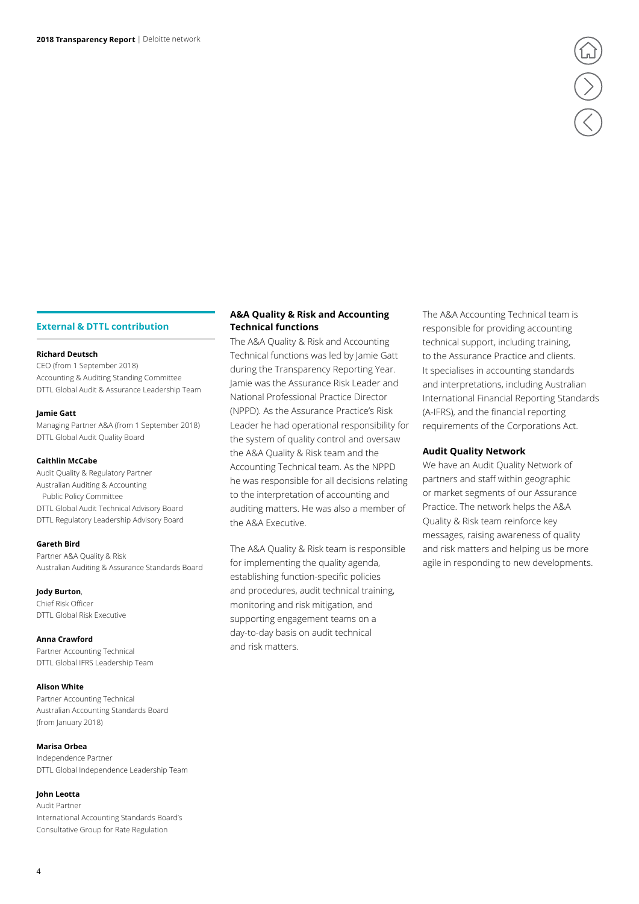## External & DTTL contribution

**Richard Deutsch**
CEO (from 1 September 2018)
Accounting & Auditing Standing Committee
DTTL Global Audit & Assurance Leadership Team

**Jamie Gatt**
Managing Partner A&A (from 1 September 2018)
DTTL Global Audit Quality Board

**Caithlin McCabe**
Audit Quality & Regulatory Partner
Australian Auditing & Accounting Public Policy Committee
DTTL Global Audit Technical Advisory Board
DTTL Regulatory Leadership Advisory Board

**Gareth Bird**
Partner A&A Quality & Risk
Australian Auditing & Assurance Standards Board

**Jody Burton**,
Chief Risk Officer
DTTL Global Risk Executive

**Anna Crawford**
Partner Accounting Technical
DTTL Global IFRS Leadership Team

**Alison White**
Partner Accounting Technical
Australian Accounting Standards Board (from January 2018)

**Marisa Orbea**
Independence Partner
DTTL Global Independence Leadership Team

**John Leotta**
Audit Partner
International Accounting Standards Board's Consultative Group for Rate Regulation

### A&A Quality & Risk and Accounting Technical functions

The A&A Quality & Risk and Accounting Technical functions was led by Jamie Gatt during the Transparency Reporting Year. Jamie was the Assurance Risk Leader and National Professional Practice Director (NPPD). As the Assurance Practice's Risk Leader he had operational responsibility for the system of quality control and oversaw the A&A Quality & Risk team and the Accounting Technical team. As the NPPD he was responsible for all decisions relating to the interpretation of accounting and auditing matters. He was also a member of the A&A Executive.

The A&A Quality & Risk team is responsible for implementing the quality agenda, establishing function-specific policies and procedures, audit technical training, monitoring and risk mitigation, and supporting engagement teams on a day-to-day basis on audit technical and risk matters.

The A&A Accounting Technical team is responsible for providing accounting technical support, including training, to the Assurance Practice and clients. It specialises in accounting standards and interpretations, including Australian International Financial Reporting Standards (A-IFRS), and the financial reporting requirements of the Corporations Act.

### Audit Quality Network

We have an Audit Quality Network of partners and staff within geographic or market segments of our Assurance Practice. The network helps the A&A Quality & Risk team reinforce key messages, raising awareness of quality and risk matters and helping us be more agile in responding to new developments.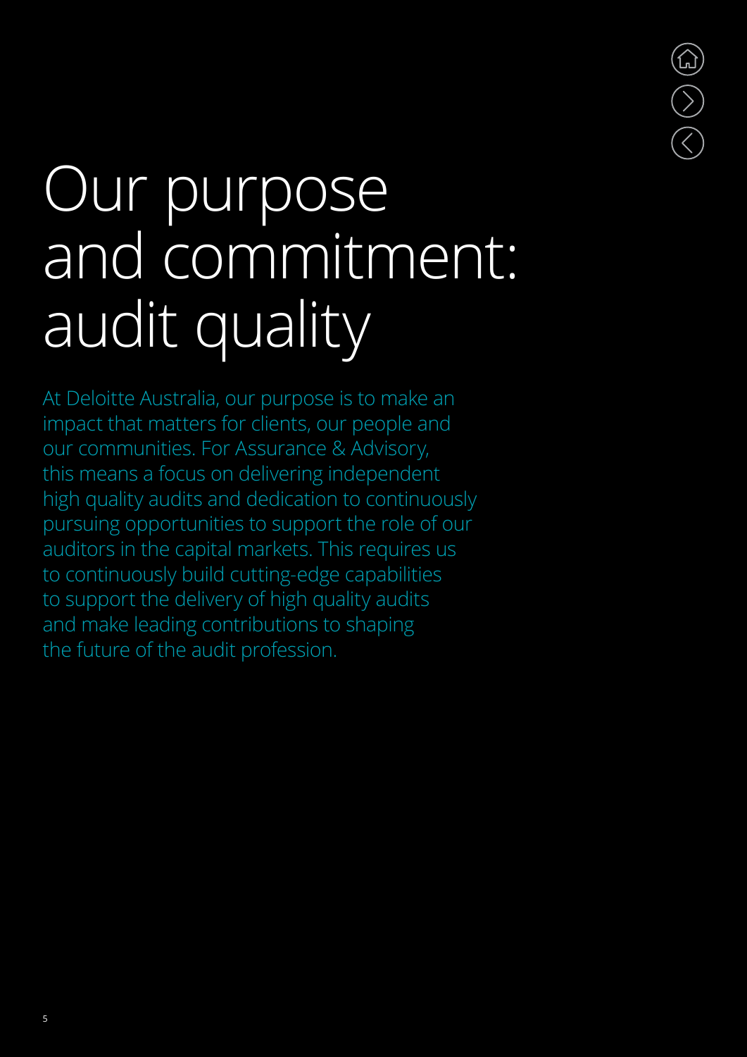# Our purpose and commitment: audit quality

At Deloitte Australia, our purpose is to make an impact that matters for clients, our people and our communities. For Assurance & Advisory, this means a focus on delivering independent high quality audits and dedication to continuously pursuing opportunities to support the role of our auditors in the capital markets. This requires us to continuously build cutting-edge capabilities to support the delivery of high quality audits and make leading contributions to shaping the future of the audit profession.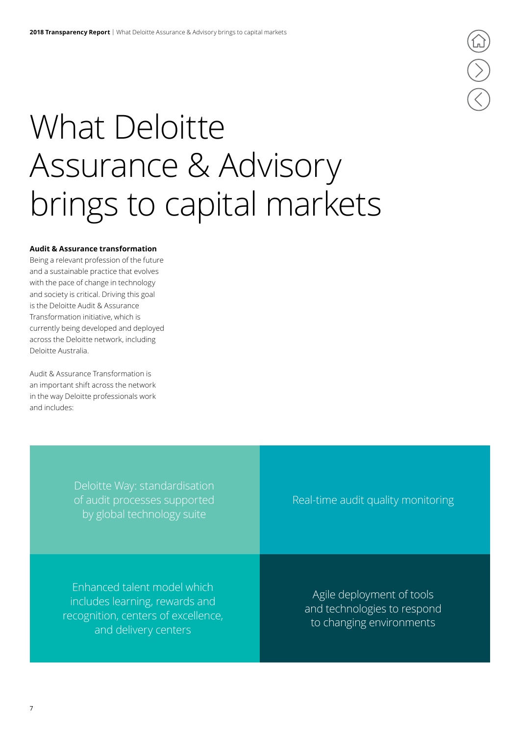# What Deloitte Assurance & Advisory brings to capital markets

**Audit & Assurance transformation**

Being a relevant profession of the future and a sustainable practice that evolves with the pace of change in technology and society is critical. Driving this goal is the Deloitte Audit & Assurance Transformation initiative, which is currently being developed and deployed across the Deloitte network, including Deloitte Australia.

Audit & Assurance Transformation is an important shift across the network in the way Deloitte professionals work and includes:

- Deloitte Way: standardisation of audit processes supported by global technology suite
- Real-time audit quality monitoring
- Enhanced talent model which includes learning, rewards and recognition, centers of excellence, and delivery centers
- Agile deployment of tools and technologies to respond to changing environments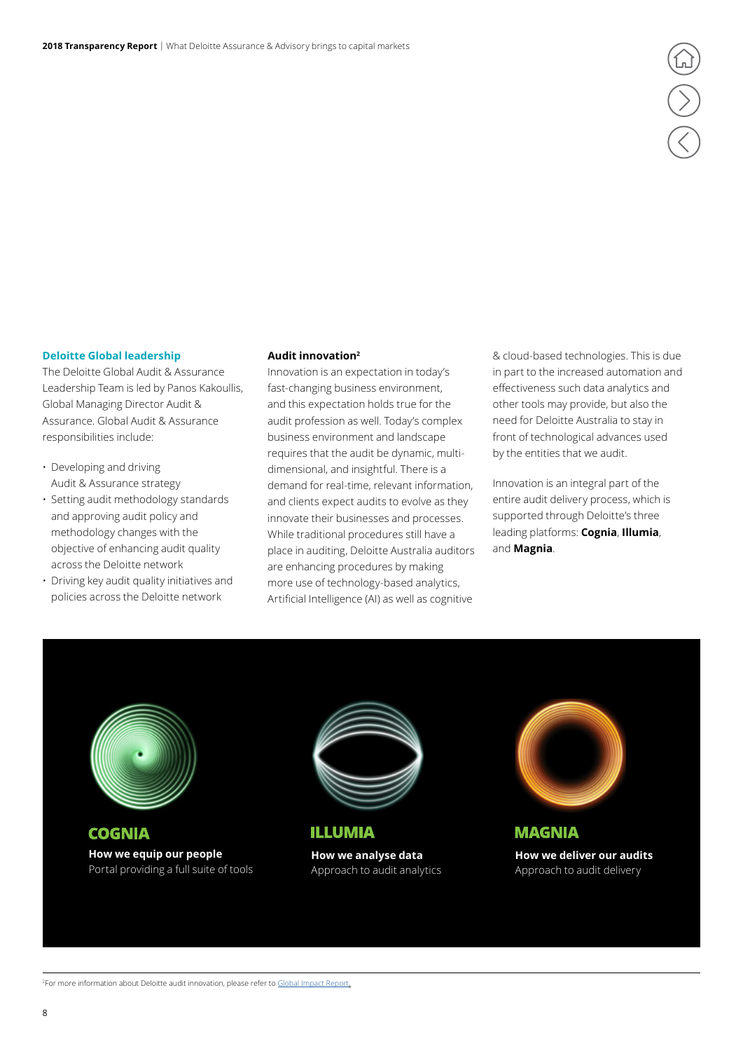## Deloitte Global leadership

The Deloitte Global Audit & Assurance Leadership Team is led by Panos Kakoullis, Global Managing Director Audit & Assurance. Global Audit & Assurance responsibilities include:

- Developing and driving Audit & Assurance strategy
- Setting audit methodology standards and approving audit policy and methodology changes with the objective of enhancing audit quality across the Deloitte network
- Driving key audit quality initiatives and policies across the Deloitte network

## Audit innovation[2]

Innovation is an expectation in today's fast-changing business environment, and this expectation holds true for the audit profession as well. Today's complex business environment and landscape requires that the audit be dynamic, multi-dimensional, and insightful. There is a demand for real-time, relevant information, and clients expect audits to evolve as they innovate their businesses and processes. While traditional procedures still have a place in auditing, Deloitte Australia auditors are enhancing procedures by making more use of technology-based analytics, Artificial Intelligence (AI) as well as cognitive & cloud-based technologies. This is due in part to the increased automation and effectiveness such data analytics and other tools may provide, but also the need for Deloitte Australia to stay in front of technological advances used by the entities that we audit.

Innovation is an integral part of the entire audit delivery process, which is supported through Deloitte's three leading platforms: **Cognia**, **Illumia**, and **Magnia**.

**COGNIA**

**How we equip our people**
Portal providing a full suite of tools

**ILLUMIA**

**How we analyse data**
Approach to audit analytics

**MAGNIA**

**How we deliver our audits**
Approach to audit delivery

[2]For more information about Deloitte audit innovation, please refer to Global Impact Report.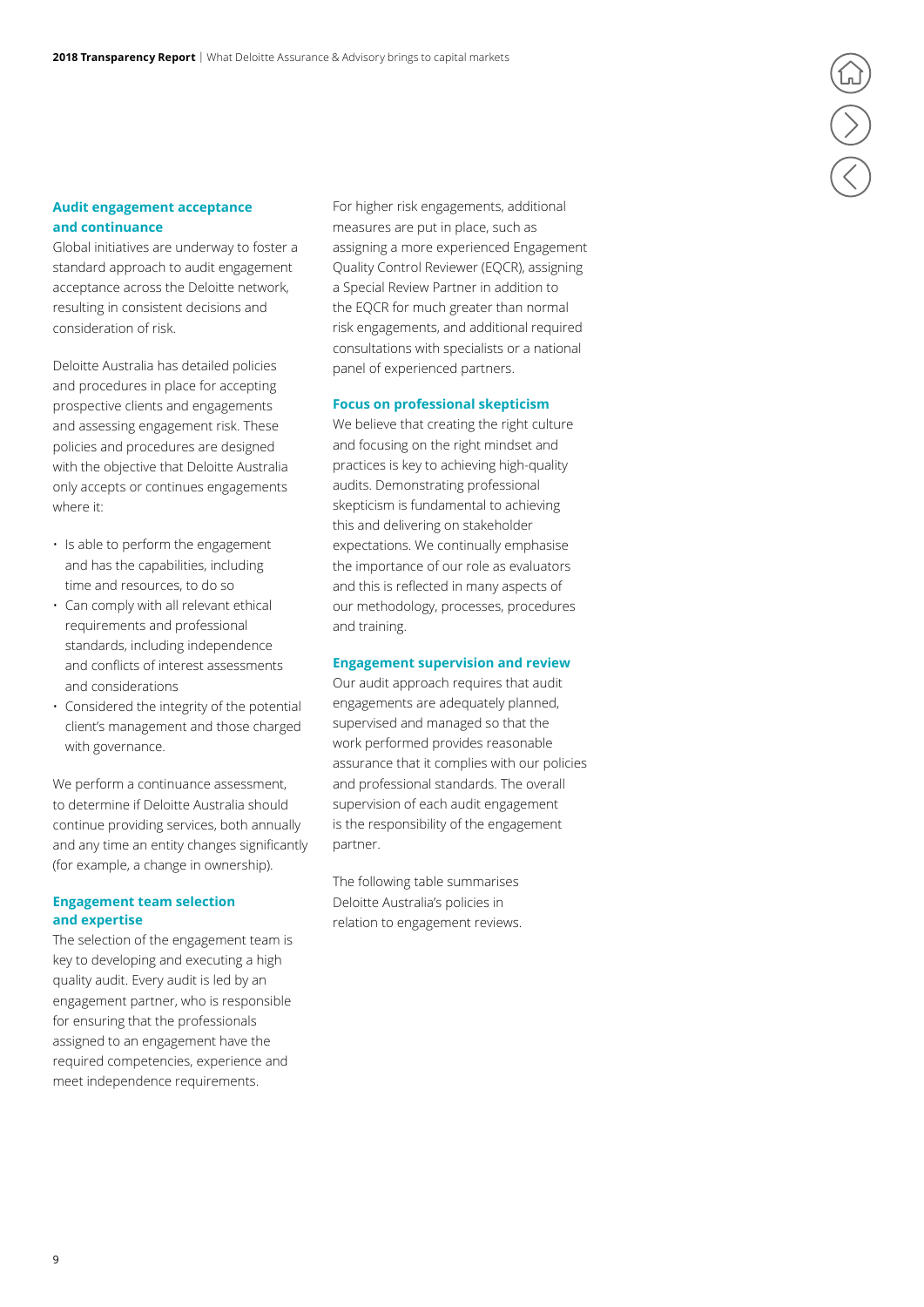## Audit engagement acceptance and continuance

Global initiatives are underway to foster a standard approach to audit engagement acceptance across the Deloitte network, resulting in consistent decisions and consideration of risk.

Deloitte Australia has detailed policies and procedures in place for accepting prospective clients and engagements and assessing engagement risk. These policies and procedures are designed with the objective that Deloitte Australia only accepts or continues engagements where it:

- Is able to perform the engagement and has the capabilities, including time and resources, to do so
- Can comply with all relevant ethical requirements and professional standards, including independence and conflicts of interest assessments and considerations
- Considered the integrity of the potential client's management and those charged with governance.

We perform a continuance assessment, to determine if Deloitte Australia should continue providing services, both annually and any time an entity changes significantly (for example, a change in ownership).

## Engagement team selection and expertise

The selection of the engagement team is key to developing and executing a high quality audit. Every audit is led by an engagement partner, who is responsible for ensuring that the professionals assigned to an engagement have the required competencies, experience and meet independence requirements.

For higher risk engagements, additional measures are put in place, such as assigning a more experienced Engagement Quality Control Reviewer (EQCR), assigning a Special Review Partner in addition to the EQCR for much greater than normal risk engagements, and additional required consultations with specialists or a national panel of experienced partners.

## Focus on professional skepticism

We believe that creating the right culture and focusing on the right mindset and practices is key to achieving high-quality audits. Demonstrating professional skepticism is fundamental to achieving this and delivering on stakeholder expectations. We continually emphasise the importance of our role as evaluators and this is reflected in many aspects of our methodology, processes, procedures and training.

## Engagement supervision and review

Our audit approach requires that audit engagements are adequately planned, supervised and managed so that the work performed provides reasonable assurance that it complies with our policies and professional standards. The overall supervision of each audit engagement is the responsibility of the engagement partner.

The following table summarises Deloitte Australia's policies in relation to engagement reviews.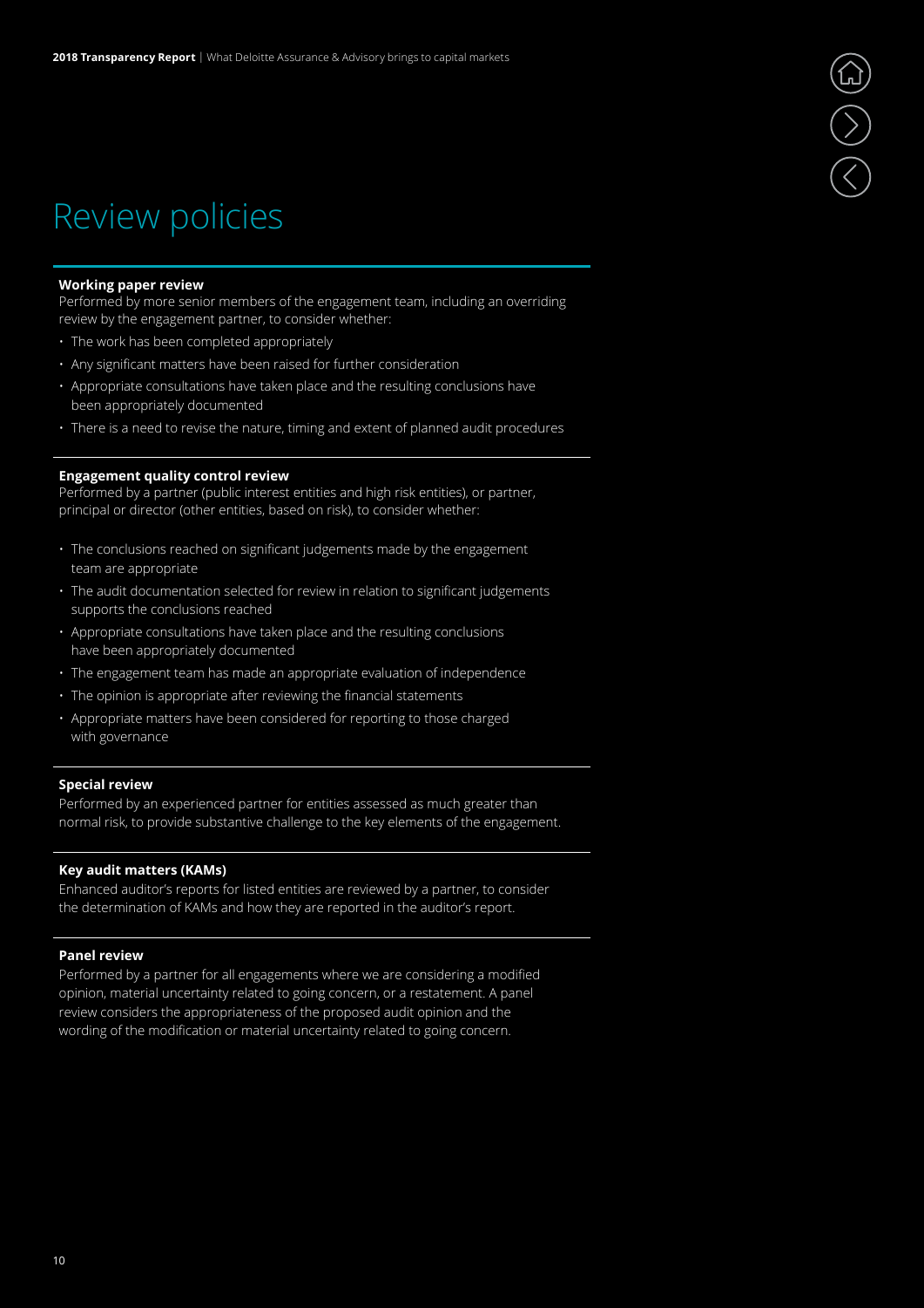# Review policies

**Working paper review**

Performed by more senior members of the engagement team, including an overriding review by the engagement partner, to consider whether:

- The work has been completed appropriately
- Any significant matters have been raised for further consideration
- Appropriate consultations have taken place and the resulting conclusions have been appropriately documented
- There is a need to revise the nature, timing and extent of planned audit procedures

**Engagement quality control review**

Performed by a partner (public interest entities and high risk entities), or partner, principal or director (other entities, based on risk), to consider whether:

- The conclusions reached on significant judgements made by the engagement team are appropriate
- The audit documentation selected for review in relation to significant judgements supports the conclusions reached
- Appropriate consultations have taken place and the resulting conclusions have been appropriately documented
- The engagement team has made an appropriate evaluation of independence
- The opinion is appropriate after reviewing the financial statements
- Appropriate matters have been considered for reporting to those charged with governance

**Special review**

Performed by an experienced partner for entities assessed as much greater than normal risk, to provide substantive challenge to the key elements of the engagement.

**Key audit matters (KAMs)**

Enhanced auditor's reports for listed entities are reviewed by a partner, to consider the determination of KAMs and how they are reported in the auditor's report.

**Panel review**

Performed by a partner for all engagements where we are considering a modified opinion, material uncertainty related to going concern, or a restatement. A panel review considers the appropriateness of the proposed audit opinion and the wording of the modification or material uncertainty related to going concern.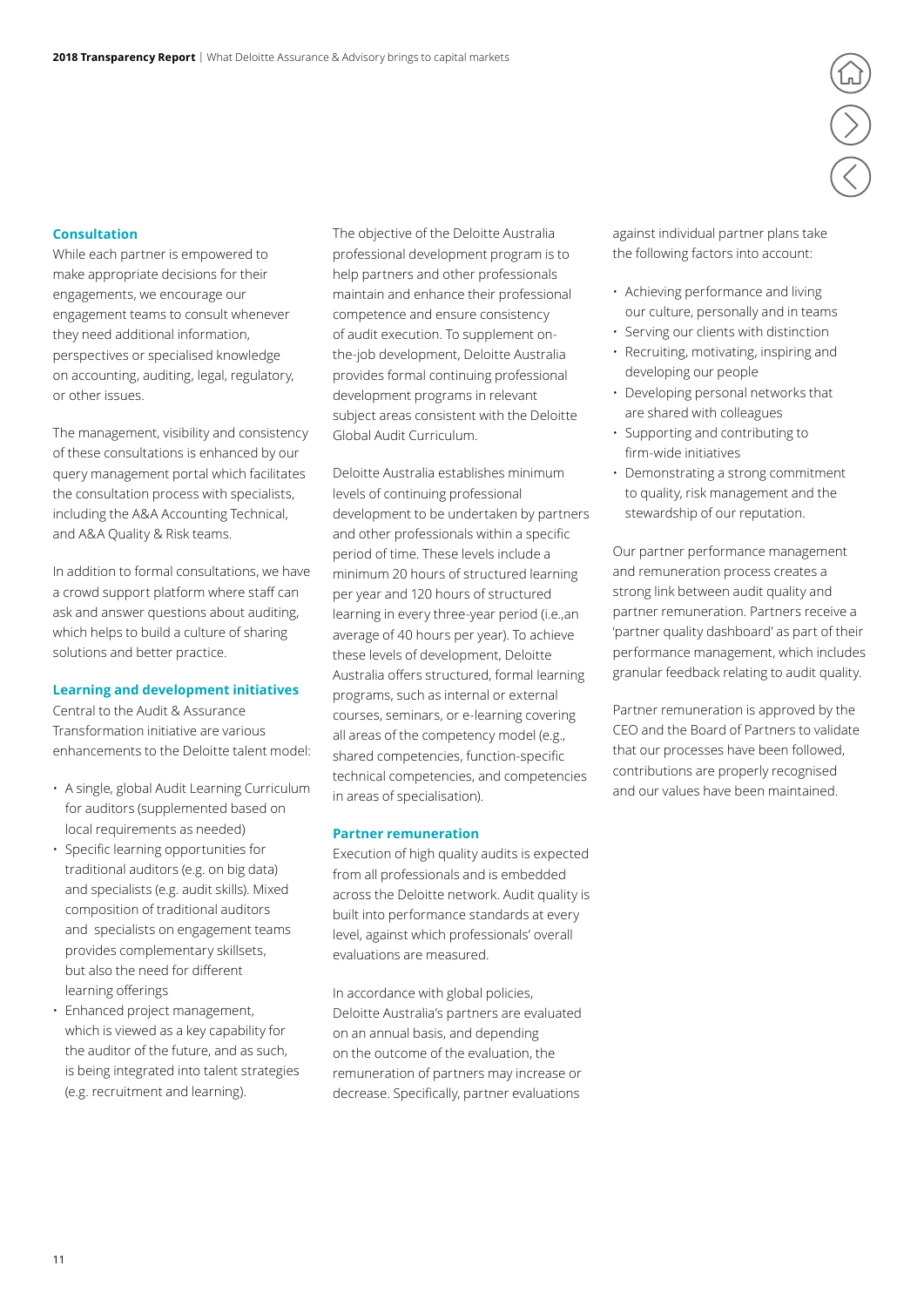### Consultation

While each partner is empowered to make appropriate decisions for their engagements, we encourage our engagement teams to consult whenever they need additional information, perspectives or specialised knowledge on accounting, auditing, legal, regulatory, or other issues.

The management, visibility and consistency of these consultations is enhanced by our query management portal which facilitates the consultation process with specialists, including the A&A Accounting Technical, and A&A Quality & Risk teams.

In addition to formal consultations, we have a crowd support platform where staff can ask and answer questions about auditing, which helps to build a culture of sharing solutions and better practice.

### Learning and development initiatives

Central to the Audit & Assurance Transformation initiative are various enhancements to the Deloitte talent model:

- A single, global Audit Learning Curriculum for auditors (supplemented based on local requirements as needed)
- Specific learning opportunities for traditional auditors (e.g. on big data) and specialists (e.g. audit skills). Mixed composition of traditional auditors and specialists on engagement teams provides complementary skillsets, but also the need for different learning offerings
- Enhanced project management, which is viewed as a key capability for the auditor of the future, and as such, is being integrated into talent strategies (e.g. recruitment and learning).

The objective of the Deloitte Australia professional development program is to help partners and other professionals maintain and enhance their professional competence and ensure consistency of audit execution. To supplement on-the-job development, Deloitte Australia provides formal continuing professional development programs in relevant subject areas consistent with the Deloitte Global Audit Curriculum.

Deloitte Australia establishes minimum levels of continuing professional development to be undertaken by partners and other professionals within a specific period of time. These levels include a minimum 20 hours of structured learning per year and 120 hours of structured learning in every three-year period (i.e.,an average of 40 hours per year). To achieve these levels of development, Deloitte Australia offers structured, formal learning programs, such as internal or external courses, seminars, or e-learning covering all areas of the competency model (e.g., shared competencies, function-specific technical competencies, and competencies in areas of specialisation).

### Partner remuneration

Execution of high quality audits is expected from all professionals and is embedded across the Deloitte network. Audit quality is built into performance standards at every level, against which professionals' overall evaluations are measured.

In accordance with global policies, Deloitte Australia's partners are evaluated on an annual basis, and depending on the outcome of the evaluation, the remuneration of partners may increase or decrease. Specifically, partner evaluations against individual partner plans take the following factors into account:

- Achieving performance and living our culture, personally and in teams
- Serving our clients with distinction
- Recruiting, motivating, inspiring and developing our people
- Developing personal networks that are shared with colleagues
- Supporting and contributing to firm-wide initiatives
- Demonstrating a strong commitment to quality, risk management and the stewardship of our reputation.

Our partner performance management and remuneration process creates a strong link between audit quality and partner remuneration. Partners receive a 'partner quality dashboard' as part of their performance management, which includes granular feedback relating to audit quality.

Partner remuneration is approved by the CEO and the Board of Partners to validate that our processes have been followed, contributions are properly recognised and our values have been maintained.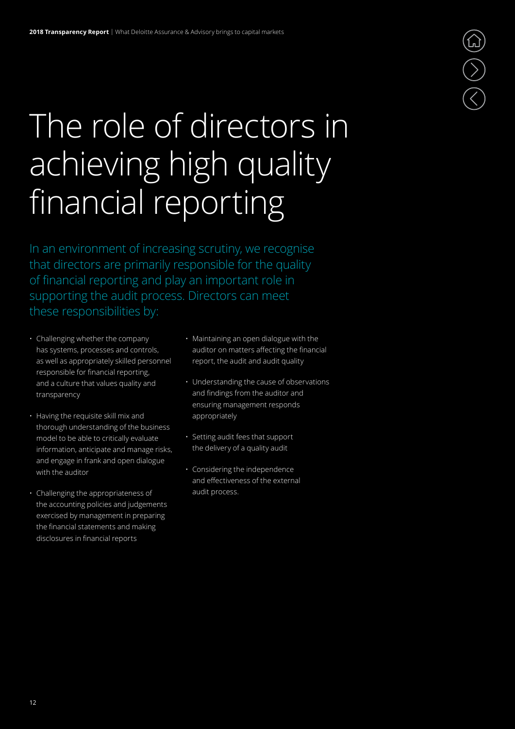# The role of directors in achieving high quality financial reporting

In an environment of increasing scrutiny, we recognise that directors are primarily responsible for the quality of financial reporting and play an important role in supporting the audit process. Directors can meet these responsibilities by:

- Challenging whether the company has systems, processes and controls, as well as appropriately skilled personnel responsible for financial reporting, and a culture that values quality and transparency
- Having the requisite skill mix and thorough understanding of the business model to be able to critically evaluate information, anticipate and manage risks, and engage in frank and open dialogue with the auditor
- Challenging the appropriateness of the accounting policies and judgements exercised by management in preparing the financial statements and making disclosures in financial reports
- Maintaining an open dialogue with the auditor on matters affecting the financial report, the audit and audit quality
- Understanding the cause of observations and findings from the auditor and ensuring management responds appropriately
- Setting audit fees that support the delivery of a quality audit
- Considering the independence and effectiveness of the external audit process.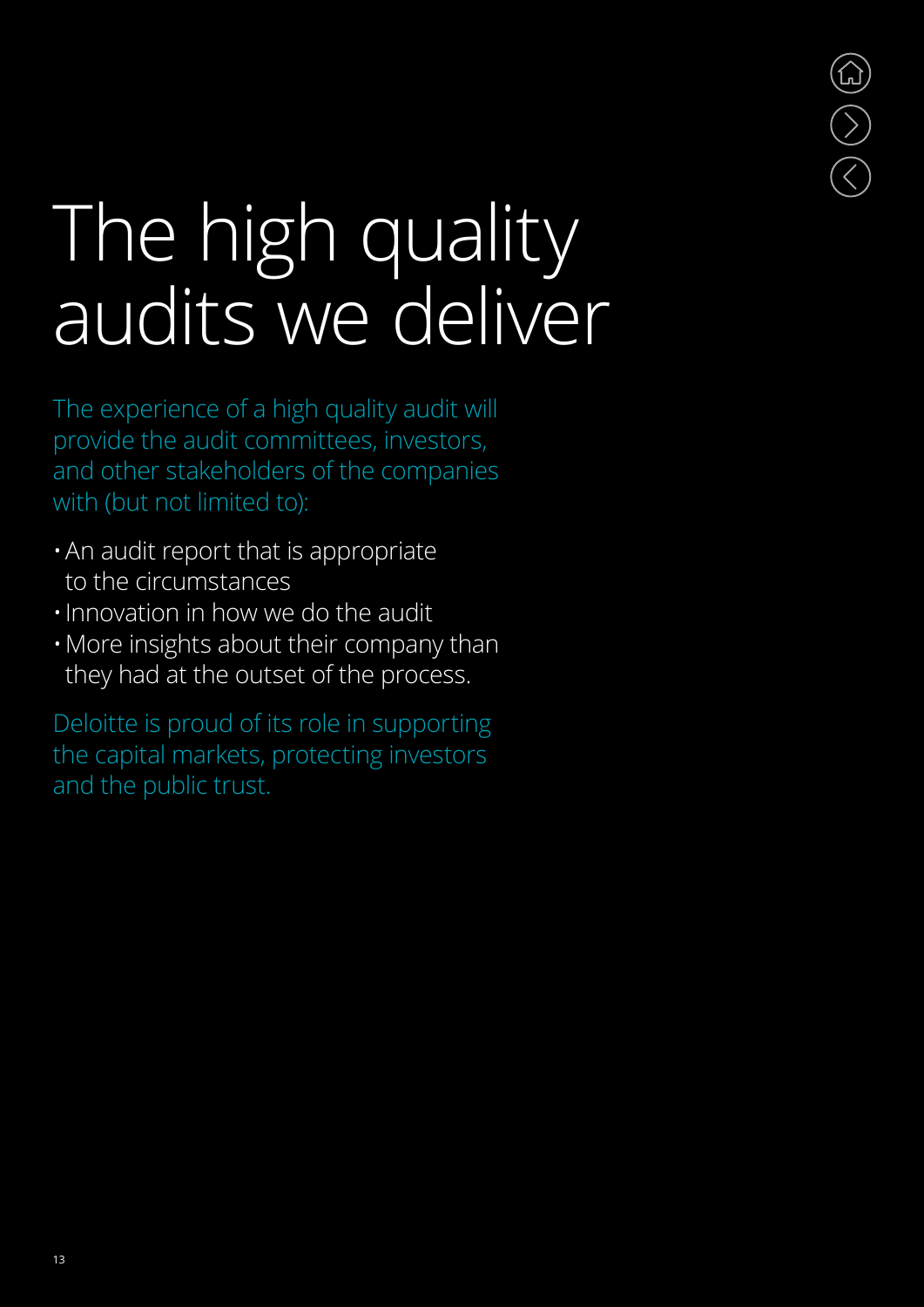# The high quality audits we deliver

The experience of a high quality audit will provide the audit committees, investors, and other stakeholders of the companies with (but not limited to):

- An audit report that is appropriate to the circumstances
- Innovation in how we do the audit
- More insights about their company than they had at the outset of the process.

Deloitte is proud of its role in supporting the capital markets, protecting investors and the public trust.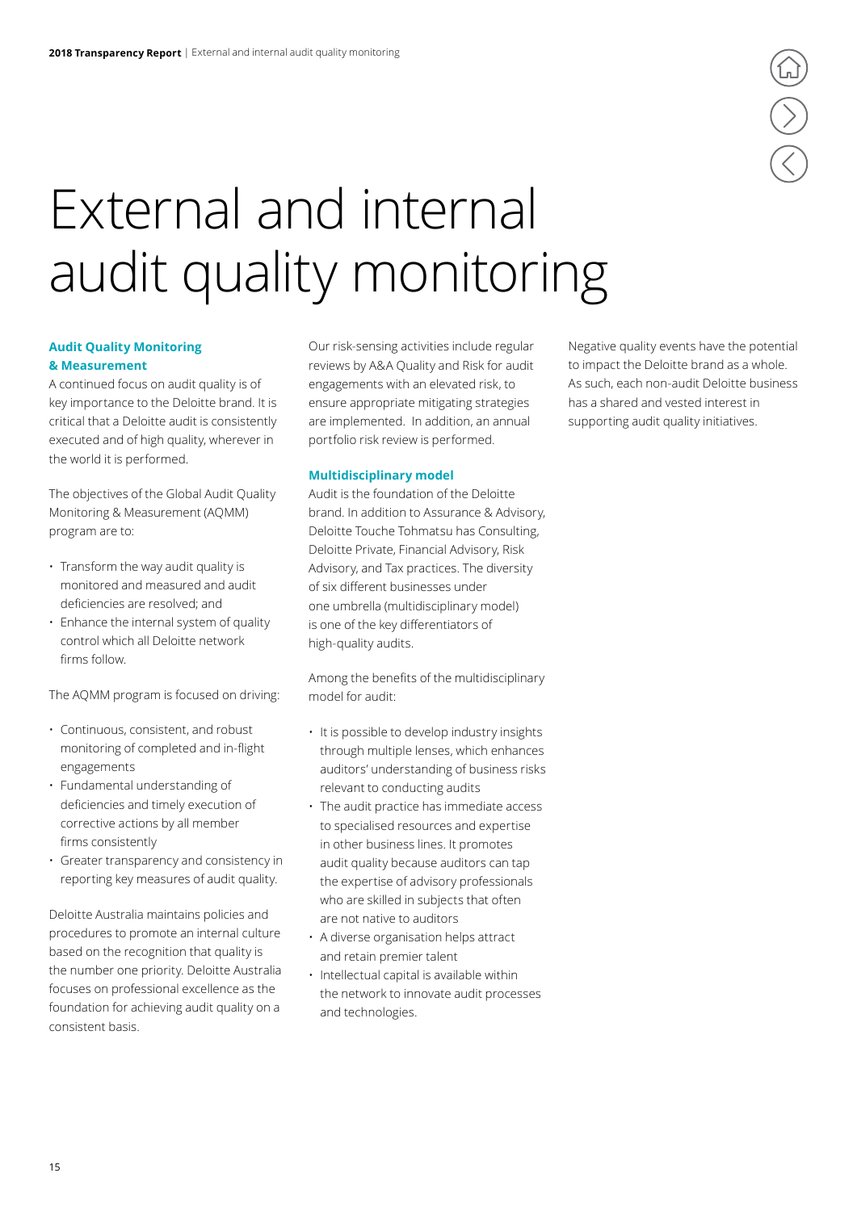# External and internal audit quality monitoring

### Audit Quality Monitoring & Measurement

A continued focus on audit quality is of key importance to the Deloitte brand. It is critical that a Deloitte audit is consistently executed and of high quality, wherever in the world it is performed.

The objectives of the Global Audit Quality Monitoring & Measurement (AQMM) program are to:

- Transform the way audit quality is monitored and measured and audit deficiencies are resolved; and
- Enhance the internal system of quality control which all Deloitte network firms follow.

The AQMM program is focused on driving:

- Continuous, consistent, and robust monitoring of completed and in-flight engagements
- Fundamental understanding of deficiencies and timely execution of corrective actions by all member firms consistently
- Greater transparency and consistency in reporting key measures of audit quality.

Deloitte Australia maintains policies and procedures to promote an internal culture based on the recognition that quality is the number one priority. Deloitte Australia focuses on professional excellence as the foundation for achieving audit quality on a consistent basis.

Our risk-sensing activities include regular reviews by A&A Quality and Risk for audit engagements with an elevated risk, to ensure appropriate mitigating strategies are implemented. In addition, an annual portfolio risk review is performed.

### Multidisciplinary model

Audit is the foundation of the Deloitte brand. In addition to Assurance & Advisory, Deloitte Touche Tohmatsu has Consulting, Deloitte Private, Financial Advisory, Risk Advisory, and Tax practices. The diversity of six different businesses under one umbrella (multidisciplinary model) is one of the key differentiators of high-quality audits.

Among the benefits of the multidisciplinary model for audit:

- It is possible to develop industry insights through multiple lenses, which enhances auditors' understanding of business risks relevant to conducting audits
- The audit practice has immediate access to specialised resources and expertise in other business lines. It promotes audit quality because auditors can tap the expertise of advisory professionals who are skilled in subjects that often are not native to auditors
- A diverse organisation helps attract and retain premier talent
- Intellectual capital is available within the network to innovate audit processes and technologies.

Negative quality events have the potential to impact the Deloitte brand as a whole. As such, each non-audit Deloitte business has a shared and vested interest in supporting audit quality initiatives.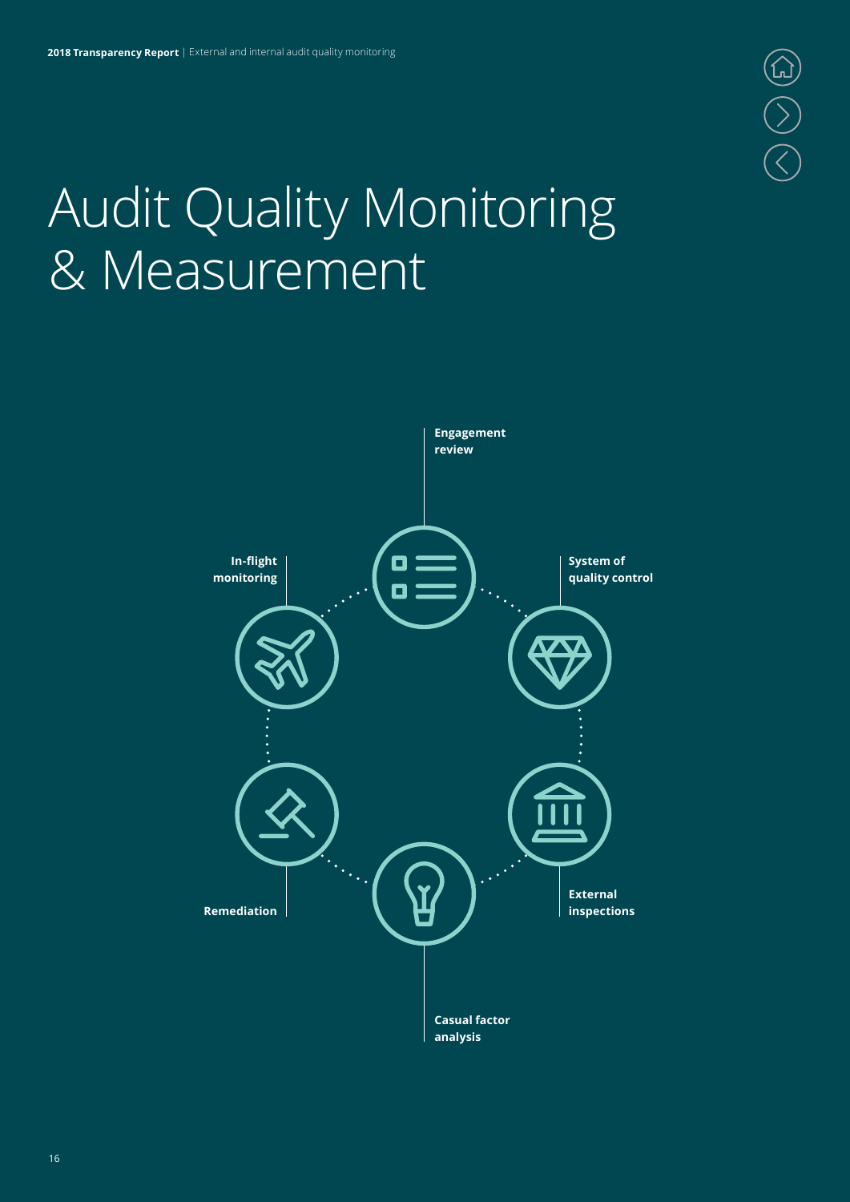# Audit Quality Monitoring & Measurement

- **Engagement review**
- **System of quality control**
- **External inspections**
- **Casual factor analysis**
- **Remediation**
- **In-flight monitoring**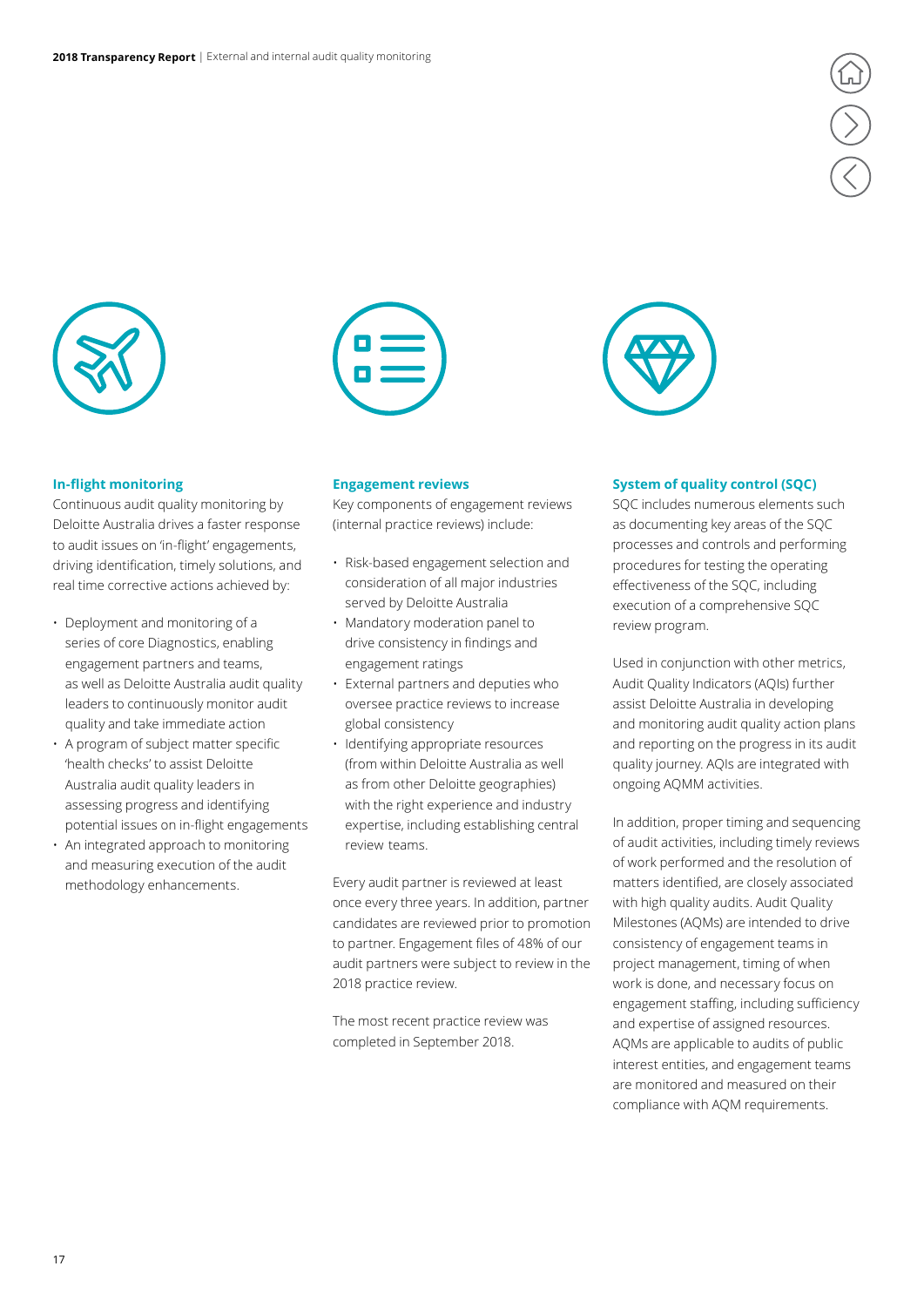### In-flight monitoring

Continuous audit quality monitoring by Deloitte Australia drives a faster response to audit issues on 'in-flight' engagements, driving identification, timely solutions, and real time corrective actions achieved by:

- Deployment and monitoring of a series of core Diagnostics, enabling engagement partners and teams, as well as Deloitte Australia audit quality leaders to continuously monitor audit quality and take immediate action
- A program of subject matter specific 'health checks' to assist Deloitte Australia audit quality leaders in assessing progress and identifying potential issues on in-flight engagements
- An integrated approach to monitoring and measuring execution of the audit methodology enhancements.

### Engagement reviews

Key components of engagement reviews (internal practice reviews) include:

- Risk-based engagement selection and consideration of all major industries served by Deloitte Australia
- Mandatory moderation panel to drive consistency in findings and engagement ratings
- External partners and deputies who oversee practice reviews to increase global consistency
- Identifying appropriate resources (from within Deloitte Australia as well as from other Deloitte geographies) with the right experience and industry expertise, including establishing central review teams.

Every audit partner is reviewed at least once every three years. In addition, partner candidates are reviewed prior to promotion to partner. Engagement files of 48% of our audit partners were subject to review in the 2018 practice review.

The most recent practice review was completed in September 2018.

### System of quality control (SQC)

SQC includes numerous elements such as documenting key areas of the SQC processes and controls and performing procedures for testing the operating effectiveness of the SQC, including execution of a comprehensive SQC review program.

Used in conjunction with other metrics, Audit Quality Indicators (AQIs) further assist Deloitte Australia in developing and monitoring audit quality action plans and reporting on the progress in its audit quality journey. AQIs are integrated with ongoing AQMM activities.

In addition, proper timing and sequencing of audit activities, including timely reviews of work performed and the resolution of matters identified, are closely associated with high quality audits. Audit Quality Milestones (AQMs) are intended to drive consistency of engagement teams in project management, timing of when work is done, and necessary focus on engagement staffing, including sufficiency and expertise of assigned resources. AQMs are applicable to audits of public interest entities, and engagement teams are monitored and measured on their compliance with AQM requirements.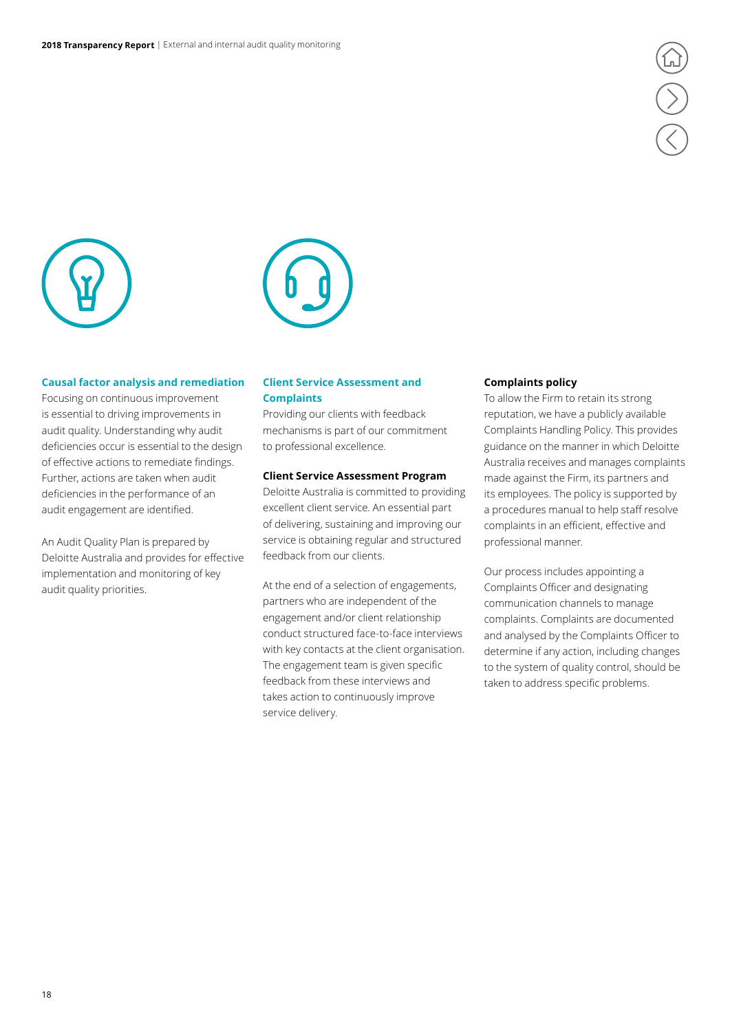## Causal factor analysis and remediation

Focusing on continuous improvement is essential to driving improvements in audit quality. Understanding why audit deficiencies occur is essential to the design of effective actions to remediate findings. Further, actions are taken when audit deficiencies in the performance of an audit engagement are identified.

An Audit Quality Plan is prepared by Deloitte Australia and provides for effective implementation and monitoring of key audit quality priorities.

## Client Service Assessment and Complaints

Providing our clients with feedback mechanisms is part of our commitment to professional excellence.

### Client Service Assessment Program

Deloitte Australia is committed to providing excellent client service. An essential part of delivering, sustaining and improving our service is obtaining regular and structured feedback from our clients.

At the end of a selection of engagements, partners who are independent of the engagement and/or client relationship conduct structured face-to-face interviews with key contacts at the client organisation. The engagement team is given specific feedback from these interviews and takes action to continuously improve service delivery.

### Complaints policy

To allow the Firm to retain its strong reputation, we have a publicly available Complaints Handling Policy. This provides guidance on the manner in which Deloitte Australia receives and manages complaints made against the Firm, its partners and its employees. The policy is supported by a procedures manual to help staff resolve complaints in an efficient, effective and professional manner.

Our process includes appointing a Complaints Officer and designating communication channels to manage complaints. Complaints are documented and analysed by the Complaints Officer to determine if any action, including changes to the system of quality control, should be taken to address specific problems.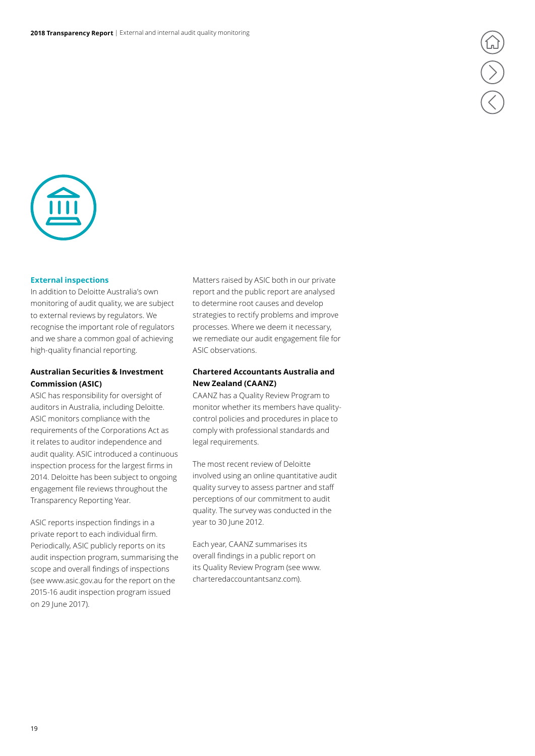## External inspections

In addition to Deloitte Australia's own monitoring of audit quality, we are subject to external reviews by regulators. We recognise the important role of regulators and we share a common goal of achieving high-quality financial reporting.

### Australian Securities & Investment Commission (ASIC)

ASIC has responsibility for oversight of auditors in Australia, including Deloitte. ASIC monitors compliance with the requirements of the Corporations Act as it relates to auditor independence and audit quality. ASIC introduced a continuous inspection process for the largest firms in 2014. Deloitte has been subject to ongoing engagement file reviews throughout the Transparency Reporting Year.

ASIC reports inspection findings in a private report to each individual firm. Periodically, ASIC publicly reports on its audit inspection program, summarising the scope and overall findings of inspections (see www.asic.gov.au for the report on the 2015-16 audit inspection program issued on 29 June 2017).

Matters raised by ASIC both in our private report and the public report are analysed to determine root causes and develop strategies to rectify problems and improve processes. Where we deem it necessary, we remediate our audit engagement file for ASIC observations.

### Chartered Accountants Australia and New Zealand (CAANZ)

CAANZ has a Quality Review Program to monitor whether its members have quality-control policies and procedures in place to comply with professional standards and legal requirements.

The most recent review of Deloitte involved using an online quantitative audit quality survey to assess partner and staff perceptions of our commitment to audit quality. The survey was conducted in the year to 30 June 2012.

Each year, CAANZ summarises its overall findings in a public report on its Quality Review Program (see www.charteredaccountantsanz.com).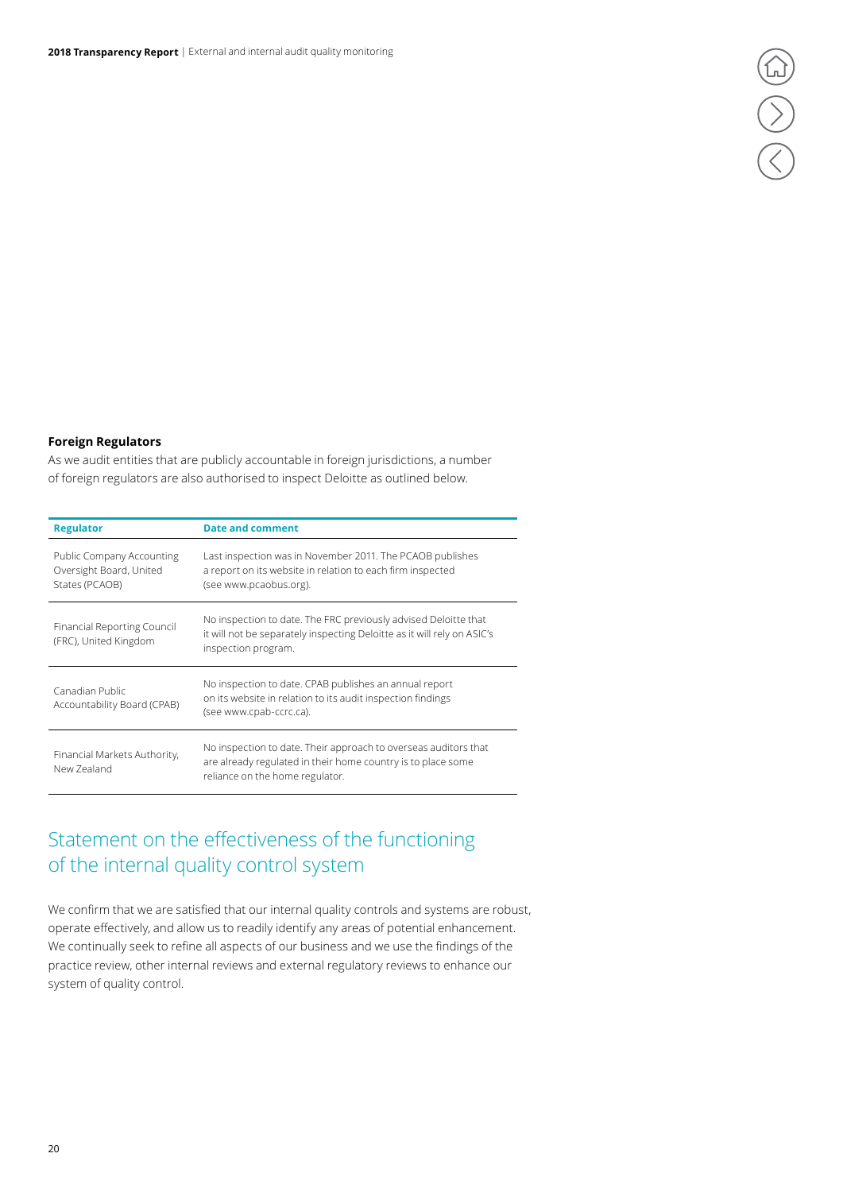### Foreign Regulators

As we audit entities that are publicly accountable in foreign jurisdictions, a number of foreign regulators are also authorised to inspect Deloitte as outlined below.

| Regulator | Date and comment |
| --- | --- |
| Public Company Accounting Oversight Board, United States (PCAOB) | Last inspection was in November 2011. The PCAOB publishes a report on its website in relation to each firm inspected (see www.pcaobus.org). |
| Financial Reporting Council (FRC), United Kingdom | No inspection to date. The FRC previously advised Deloitte that it will not be separately inspecting Deloitte as it will rely on ASIC's inspection program. |
| Canadian Public Accountability Board (CPAB) | No inspection to date. CPAB publishes an annual report on its website in relation to its audit inspection findings (see www.cpab-ccrc.ca). |
| Financial Markets Authority, New Zealand | No inspection to date. Their approach to overseas auditors that are already regulated in their home country is to place some reliance on the home regulator. |

## Statement on the effectiveness of the functioning of the internal quality control system

We confirm that we are satisfied that our internal quality controls and systems are robust, operate effectively, and allow us to readily identify any areas of potential enhancement. We continually seek to refine all aspects of our business and we use the findings of the practice review, other internal reviews and external regulatory reviews to enhance our system of quality control.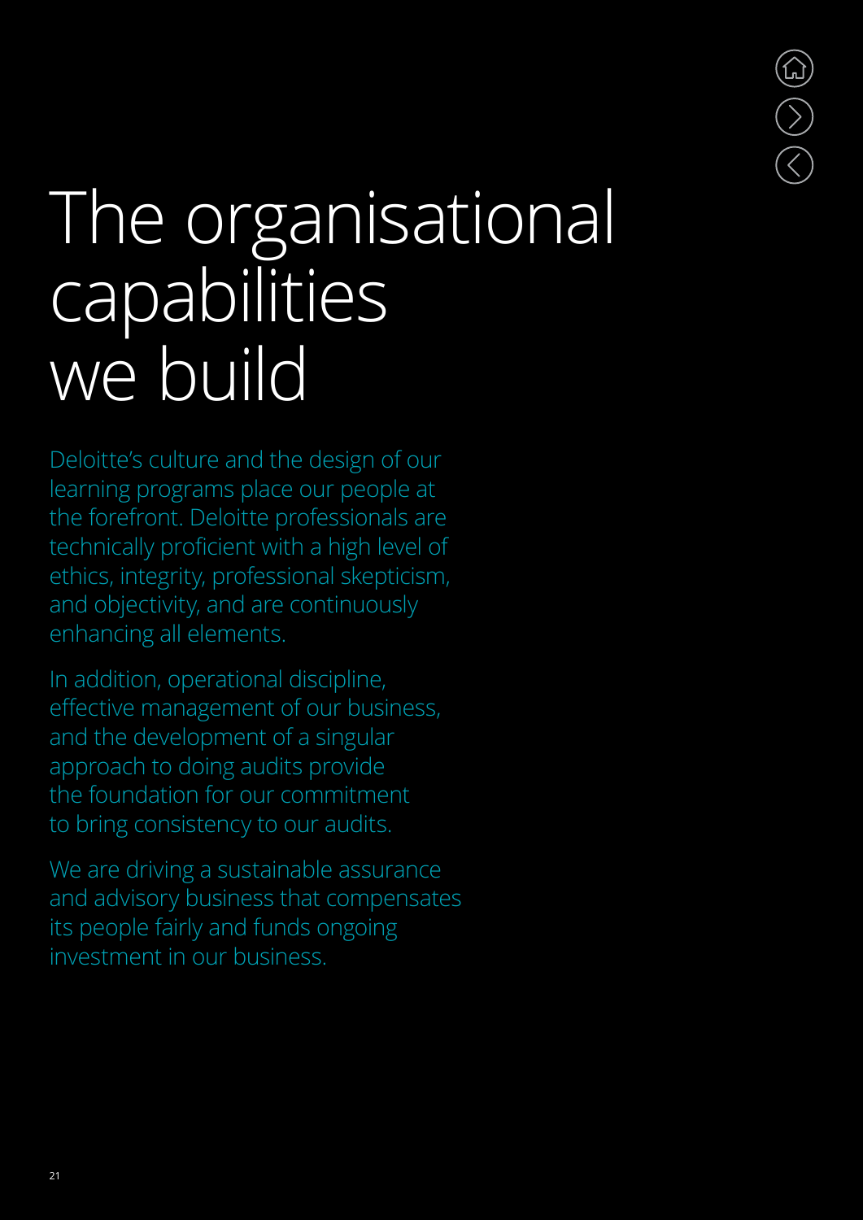# The organisational capabilities we build

Deloitte's culture and the design of our learning programs place our people at the forefront. Deloitte professionals are technically proficient with a high level of ethics, integrity, professional skepticism, and objectivity, and are continuously enhancing all elements.

In addition, operational discipline, effective management of our business, and the development of a singular approach to doing audits provide the foundation for our commitment to bring consistency to our audits.

We are driving a sustainable assurance and advisory business that compensates its people fairly and funds ongoing investment in our business.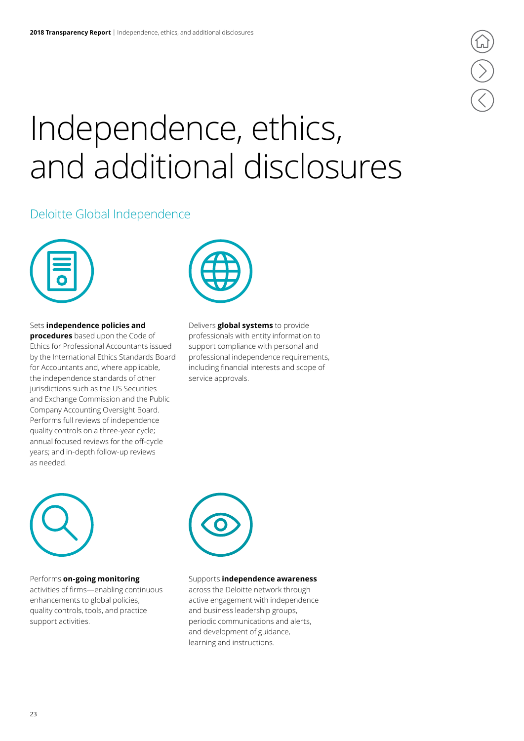# Independence, ethics, and additional disclosures

## Deloitte Global Independence

Sets **independence policies and procedures** based upon the Code of Ethics for Professional Accountants issued by the International Ethics Standards Board for Accountants and, where applicable, the independence standards of other jurisdictions such as the US Securities and Exchange Commission and the Public Company Accounting Oversight Board. Performs full reviews of independence quality controls on a three-year cycle; annual focused reviews for the off-cycle years; and in-depth follow-up reviews as needed.

Delivers **global systems** to provide professionals with entity information to support compliance with personal and professional independence requirements, including financial interests and scope of service approvals.

Performs **on-going monitoring** activities of firms—enabling continuous enhancements to global policies, quality controls, tools, and practice support activities.

Supports **independence awareness** across the Deloitte network through active engagement with independence and business leadership groups, periodic communications and alerts, and development of guidance, learning and instructions.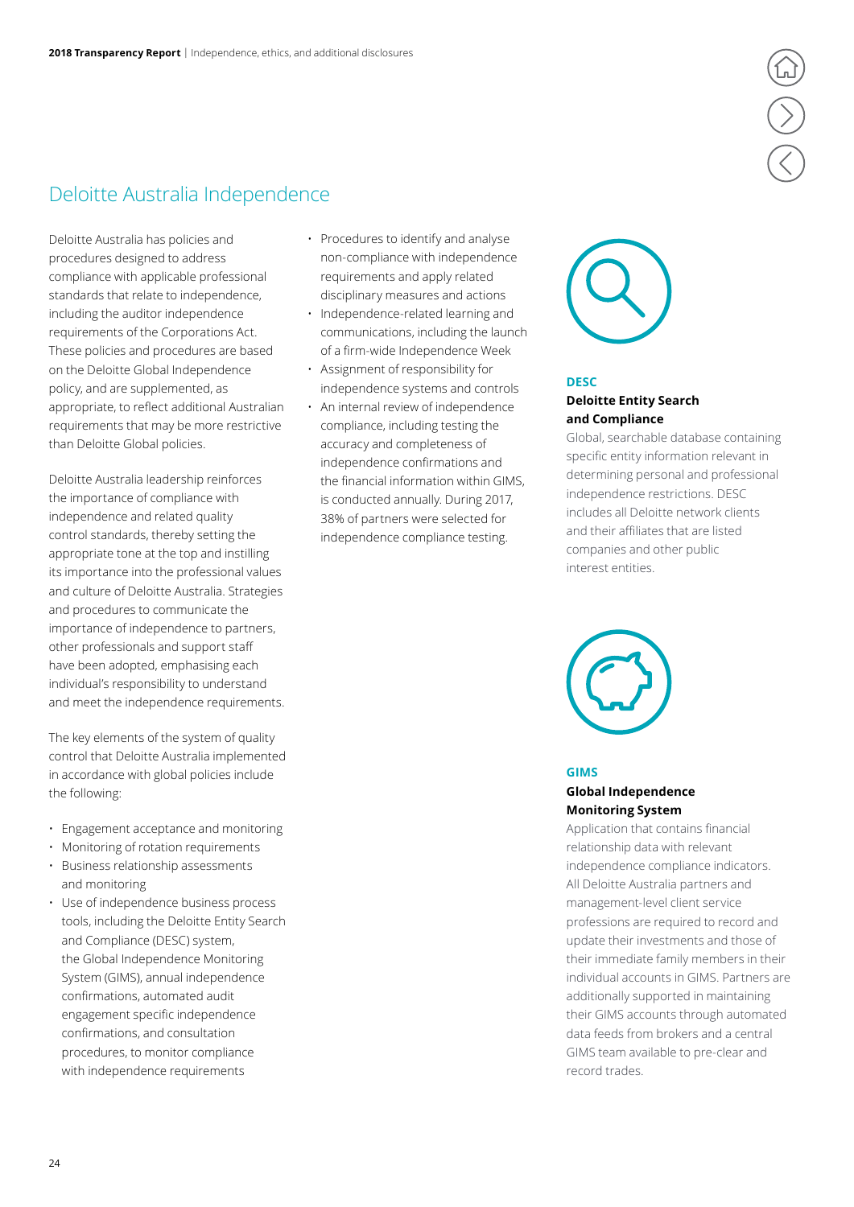# Deloitte Australia Independence

Deloitte Australia has policies and procedures designed to address compliance with applicable professional standards that relate to independence, including the auditor independence requirements of the Corporations Act. These policies and procedures are based on the Deloitte Global Independence policy, and are supplemented, as appropriate, to reflect additional Australian requirements that may be more restrictive than Deloitte Global policies.

Deloitte Australia leadership reinforces the importance of compliance with independence and related quality control standards, thereby setting the appropriate tone at the top and instilling its importance into the professional values and culture of Deloitte Australia. Strategies and procedures to communicate the importance of independence to partners, other professionals and support staff have been adopted, emphasising each individual's responsibility to understand and meet the independence requirements.

The key elements of the system of quality control that Deloitte Australia implemented in accordance with global policies include the following:

- Engagement acceptance and monitoring
- Monitoring of rotation requirements
- Business relationship assessments and monitoring
- Use of independence business process tools, including the Deloitte Entity Search and Compliance (DESC) system, the Global Independence Monitoring System (GIMS), annual independence confirmations, automated audit engagement specific independence confirmations, and consultation procedures, to monitor compliance with independence requirements
- Procedures to identify and analyse non-compliance with independence requirements and apply related disciplinary measures and actions
- Independence-related learning and communications, including the launch of a firm-wide Independence Week
- Assignment of responsibility for independence systems and controls
- An internal review of independence compliance, including testing the accuracy and completeness of independence confirmations and the financial information within GIMS, is conducted annually. During 2017, 38% of partners were selected for independence compliance testing.

**DESC**

**Deloitte Entity Search and Compliance**

Global, searchable database containing specific entity information relevant in determining personal and professional independence restrictions. DESC includes all Deloitte network clients and their affiliates that are listed companies and other public interest entities.

**GIMS**

**Global Independence Monitoring System**

Application that contains financial relationship data with relevant independence compliance indicators. All Deloitte Australia partners and management-level client service professions are required to record and update their investments and those of their immediate family members in their individual accounts in GIMS. Partners are additionally supported in maintaining their GIMS accounts through automated data feeds from brokers and a central GIMS team available to pre-clear and record trades.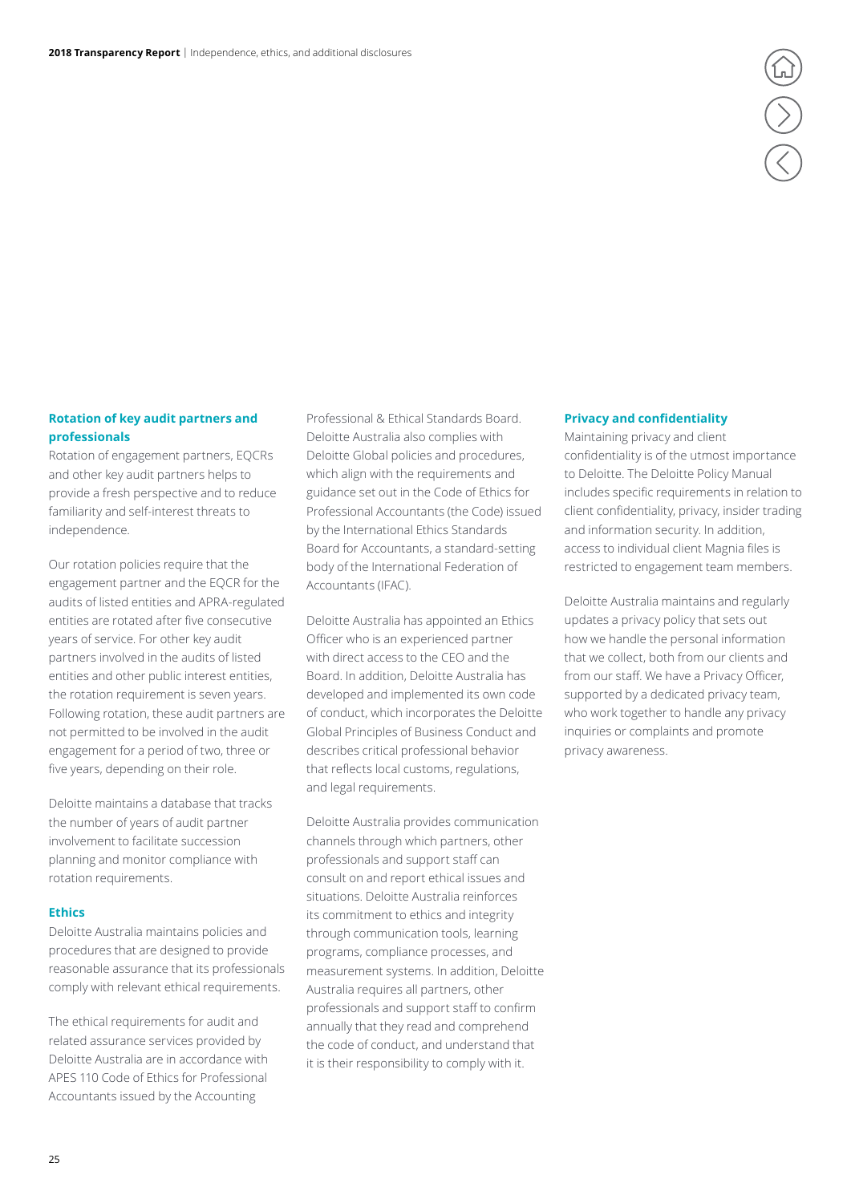### Rotation of key audit partners and professionals

Rotation of engagement partners, EQCRs and other key audit partners helps to provide a fresh perspective and to reduce familiarity and self-interest threats to independence.

Our rotation policies require that the engagement partner and the EQCR for the audits of listed entities and APRA-regulated entities are rotated after five consecutive years of service. For other key audit partners involved in the audits of listed entities and other public interest entities, the rotation requirement is seven years. Following rotation, these audit partners are not permitted to be involved in the audit engagement for a period of two, three or five years, depending on their role.

Deloitte maintains a database that tracks the number of years of audit partner involvement to facilitate succession planning and monitor compliance with rotation requirements.

### Ethics

Deloitte Australia maintains policies and procedures that are designed to provide reasonable assurance that its professionals comply with relevant ethical requirements.

The ethical requirements for audit and related assurance services provided by Deloitte Australia are in accordance with APES 110 Code of Ethics for Professional Accountants issued by the Accounting Professional & Ethical Standards Board. Deloitte Australia also complies with Deloitte Global policies and procedures, which align with the requirements and guidance set out in the Code of Ethics for Professional Accountants (the Code) issued by the International Ethics Standards Board for Accountants, a standard-setting body of the International Federation of Accountants (IFAC).

Deloitte Australia has appointed an Ethics Officer who is an experienced partner with direct access to the CEO and the Board. In addition, Deloitte Australia has developed and implemented its own code of conduct, which incorporates the Deloitte Global Principles of Business Conduct and describes critical professional behavior that reflects local customs, regulations, and legal requirements.

Deloitte Australia provides communication channels through which partners, other professionals and support staff can consult on and report ethical issues and situations. Deloitte Australia reinforces its commitment to ethics and integrity through communication tools, learning programs, compliance processes, and measurement systems. In addition, Deloitte Australia requires all partners, other professionals and support staff to confirm annually that they read and comprehend the code of conduct, and understand that it is their responsibility to comply with it.

### Privacy and confidentiality

Maintaining privacy and client confidentiality is of the utmost importance to Deloitte. The Deloitte Policy Manual includes specific requirements in relation to client confidentiality, privacy, insider trading and information security. In addition, access to individual client Magnia files is restricted to engagement team members.

Deloitte Australia maintains and regularly updates a privacy policy that sets out how we handle the personal information that we collect, both from our clients and from our staff. We have a Privacy Officer, supported by a dedicated privacy team, who work together to handle any privacy inquiries or complaints and promote privacy awareness.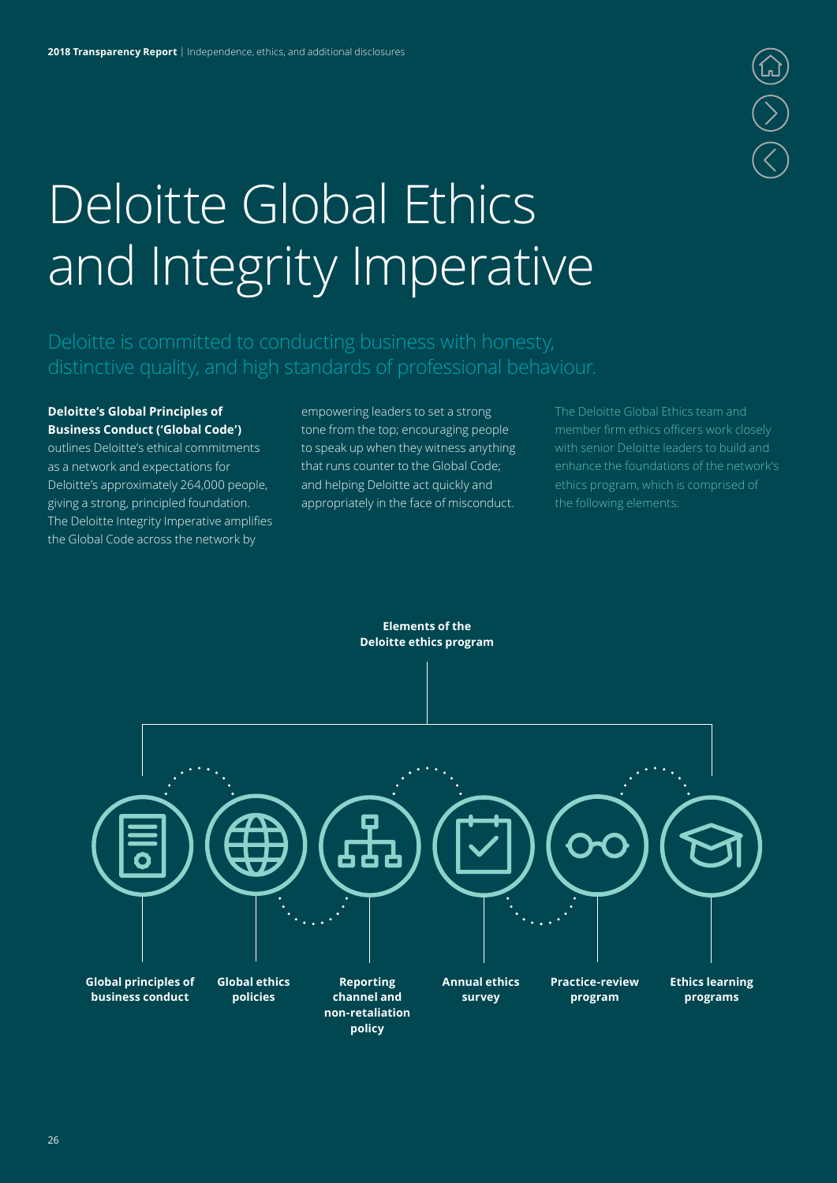# Deloitte Global Ethics and Integrity Imperative

Deloitte is committed to conducting business with honesty, distinctive quality, and high standards of professional behaviour.

**Deloitte's Global Principles of Business Conduct ('Global Code')** outlines Deloitte's ethical commitments as a network and expectations for Deloitte's approximately 264,000 people, giving a strong, principled foundation. The Deloitte Integrity Imperative amplifies the Global Code across the network by empowering leaders to set a strong tone from the top; encouraging people to speak up when they witness anything that runs counter to the Global Code; and helping Deloitte act quickly and appropriately in the face of misconduct.

The Deloitte Global Ethics team and member firm ethics officers work closely with senior Deloitte leaders to build and enhance the foundations of the network's ethics program, which is comprised of the following elements:

**Elements of the Deloitte ethics program**

- **Global principles of business conduct**
- **Global ethics policies**
- **Reporting channel and non-retaliation policy**
- **Annual ethics survey**
- **Practice-review program**
- **Ethics learning programs**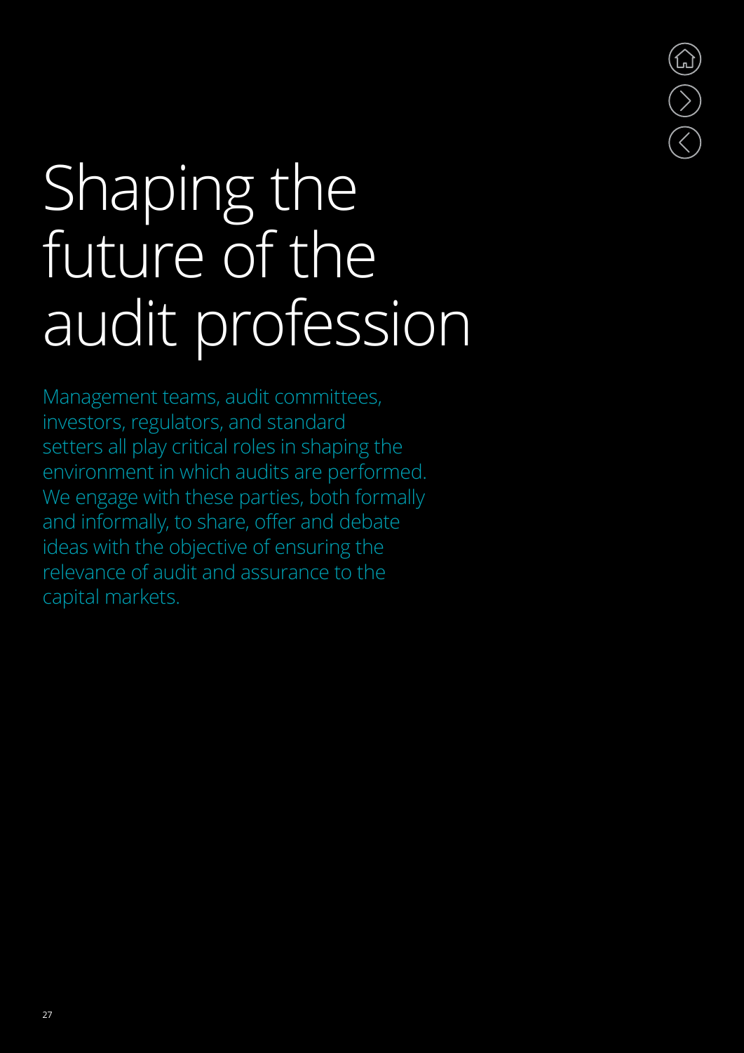# Shaping the future of the audit profession

Management teams, audit committees, investors, regulators, and standard setters all play critical roles in shaping the environment in which audits are performed. We engage with these parties, both formally and informally, to share, offer and debate ideas with the objective of ensuring the relevance of audit and assurance to the capital markets.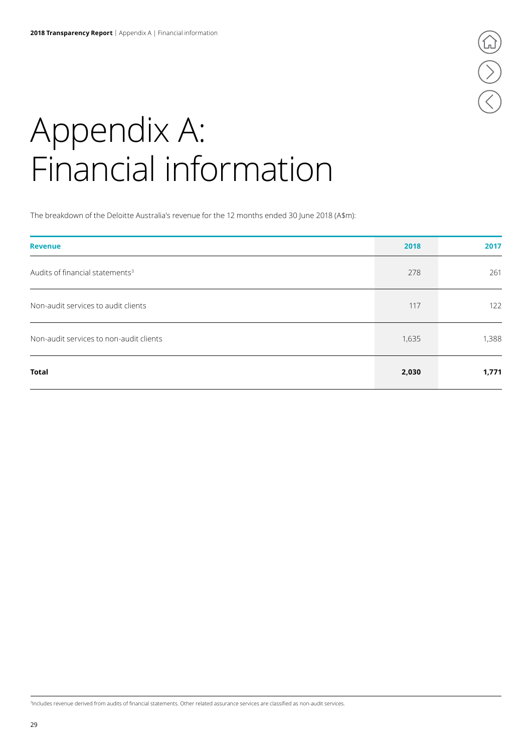# Appendix A: Financial information

The breakdown of the Deloitte Australia's revenue for the 12 months ended 30 June 2018 (A$m):

| Revenue | 2018 | 2017 |
|---|---|---|
| Audits of financial statements[3] | 278 | 261 |
| Non-audit services to audit clients | 117 | 122 |
| Non-audit services to non-audit clients | 1,635 | 1,388 |
| **Total** | **2,030** | **1,771** |

[3]Includes revenue derived from audits of financial statements. Other related assurance services are classified as non-audit services.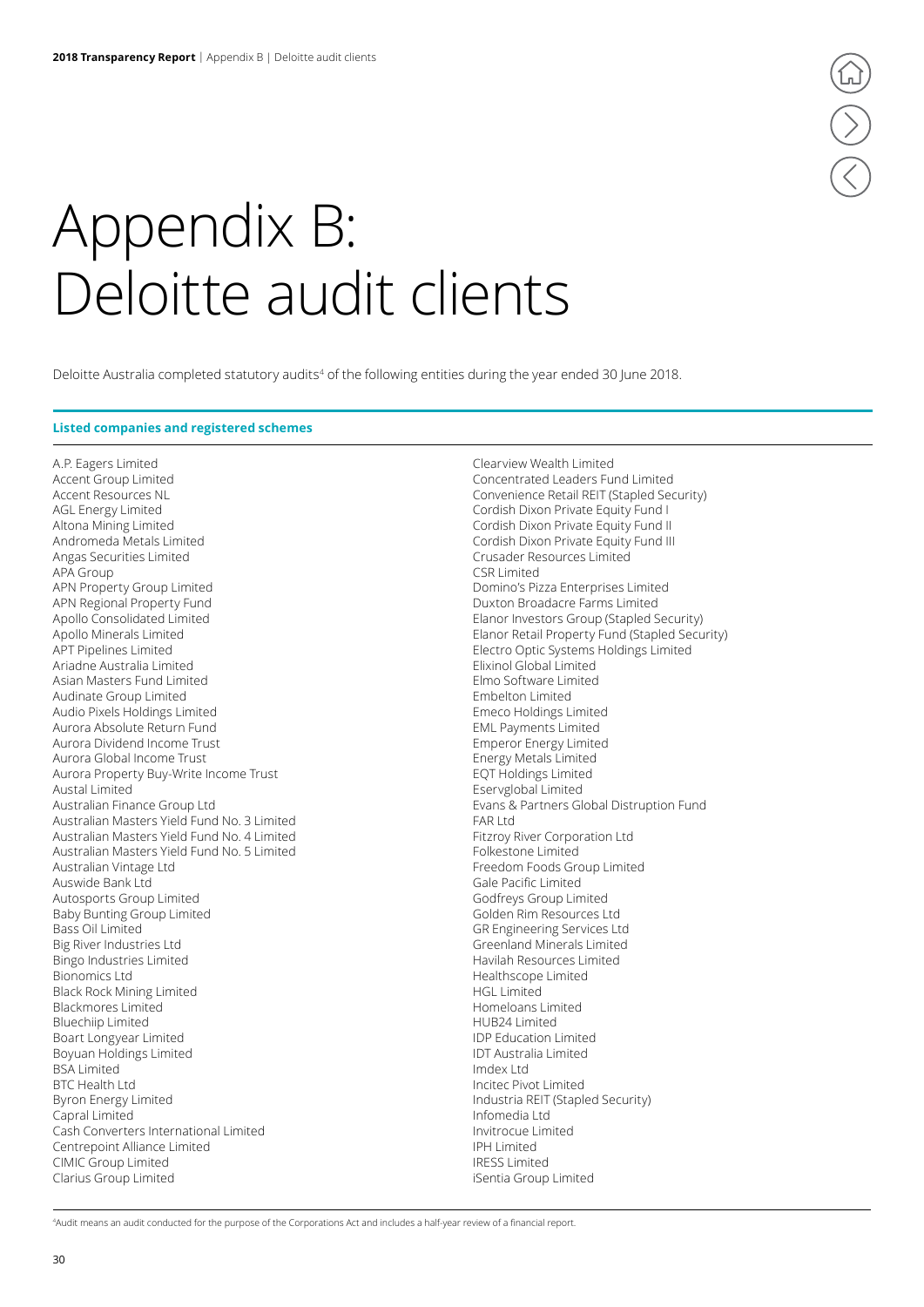# Appendix B: Deloitte audit clients

Deloitte Australia completed statutory audits[4] of the following entities during the year ended 30 June 2018.

### Listed companies and registered schemes

A.P. Eagers Limited
Accent Group Limited
Accent Resources NL
AGL Energy Limited
Altona Mining Limited
Andromeda Metals Limited
Angas Securities Limited
APA Group
APN Property Group Limited
APN Regional Property Fund
Apollo Consolidated Limited
Apollo Minerals Limited
APT Pipelines Limited
Ariadne Australia Limited
Asian Masters Fund Limited
Audinate Group Limited
Audio Pixels Holdings Limited
Aurora Absolute Return Fund
Aurora Dividend Income Trust
Aurora Global Income Trust
Aurora Property Buy-Write Income Trust
Austal Limited
Australian Finance Group Ltd
Australian Masters Yield Fund No. 3 Limited
Australian Masters Yield Fund No. 4 Limited
Australian Masters Yield Fund No. 5 Limited
Australian Vintage Ltd
Auswide Bank Ltd
Autosports Group Limited
Baby Bunting Group Limited
Bass Oil Limited
Big River Industries Ltd
Bingo Industries Limited
Bionomics Ltd
Black Rock Mining Limited
Blackmores Limited
Bluechiip Limited
Boart Longyear Limited
Boyuan Holdings Limited
BSA Limited
BTC Health Ltd
Byron Energy Limited
Capral Limited
Cash Converters International Limited
Centrepoint Alliance Limited
CIMIC Group Limited
Clarius Group Limited
Clearview Wealth Limited
Concentrated Leaders Fund Limited
Convenience Retail REIT (Stapled Security)
Cordish Dixon Private Equity Fund I
Cordish Dixon Private Equity Fund II
Cordish Dixon Private Equity Fund III
Crusader Resources Limited
CSR Limited
Domino's Pizza Enterprises Limited
Duxton Broadacre Farms Limited
Elanor Investors Group (Stapled Security)
Elanor Retail Property Fund (Stapled Security)
Electro Optic Systems Holdings Limited
Elixinol Global Limited
Elmo Software Limited
Embelton Limited
Emeco Holdings Limited
EML Payments Limited
Emperor Energy Limited
Energy Metals Limited
EQT Holdings Limited
Eservglobal Limited
Evans & Partners Global Disruption Fund
FAR Ltd
Fitzroy River Corporation Ltd
Folkestone Limited
Freedom Foods Group Limited
Gale Pacific Limited
Godfreys Group Limited
Golden Rim Resources Ltd
GR Engineering Services Ltd
Greenland Minerals Limited
Havilah Resources Limited
Healthscope Limited
HGL Limited
Homeloans Limited
HUB24 Limited
IDP Education Limited
IDT Australia Limited
Imdex Ltd
Incitec Pivot Limited
Industria REIT (Stapled Security)
Infomedia Ltd
Invitrocue Limited
IPH Limited
IRESS Limited
iSentia Group Limited

[4]Audit means an audit conducted for the purpose of the Corporations Act and includes a half-year review of a financial report.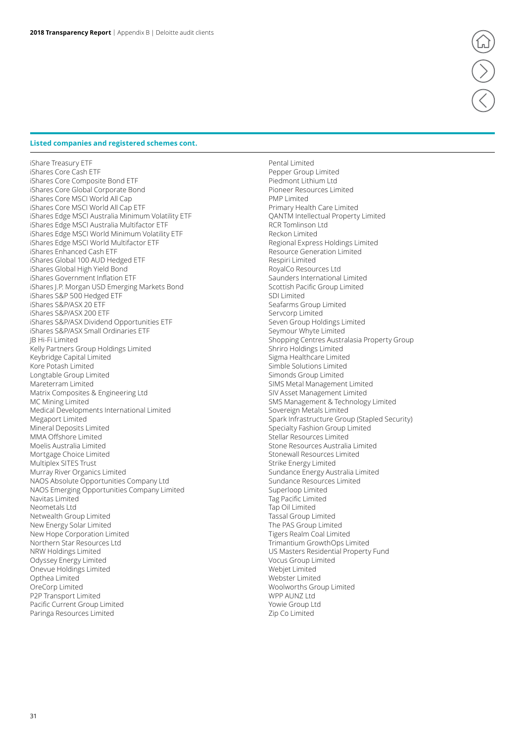### Listed companies and registered schemes cont.

iShare Treasury ETF
iShares Core Cash ETF
iShares Core Composite Bond ETF
iShares Core Global Corporate Bond
iShares Core MSCI World All Cap
iShares Core MSCI World All Cap ETF
iShares Edge MSCI Australia Minimum Volatility ETF
iShares Edge MSCI Australia Multifactor ETF
iShares Edge MSCI World Minimum Volatility ETF
iShares Edge MSCI World Multifactor ETF
iShares Enhanced Cash ETF
iShares Global 100 AUD Hedged ETF
iShares Global High Yield Bond
iShares Government Inflation ETF
iShares J.P. Morgan USD Emerging Markets Bond
iShares S&P 500 Hedged ETF
iShares S&P/ASX 20 ETF
iShares S&P/ASX 200 ETF
iShares S&P/ASX Dividend Opportunities ETF
iShares S&P/ASX Small Ordinaries ETF
JB Hi-Fi Limited
Kelly Partners Group Holdings Limited
Keybridge Capital Limited
Kore Potash Limited
Longtable Group Limited
Mareterram Limited
Matrix Composites & Engineering Ltd
MC Mining Limited
Medical Developments International Limited
Megaport Limited
Mineral Deposits Limited
MMA Offshore Limited
Moelis Australia Limited
Mortgage Choice Limited
Multiplex SITES Trust
Murray River Organics Limited
NAOS Absolute Opportunities Company Ltd
NAOS Emerging Opportunities Company Limited
Navitas Limited
Neometals Ltd
Netwealth Group Limited
New Energy Solar Limited
New Hope Corporation Limited
Northern Star Resources Ltd
NRW Holdings Limited
Odyssey Energy Limited
Onevue Holdings Limited
Opthea Limited
OreCorp Limited
P2P Transport Limited
Pacific Current Group Limited
Paringa Resources Limited
Pental Limited
Pepper Group Limited
Piedmont Lithium Ltd
Pioneer Resources Limited
PMP Limited
Primary Health Care Limited
QANTM Intellectual Property Limited
RCR Tomlinson Ltd
Reckon Limited
Regional Express Holdings Limited
Resource Generation Limited
Respiri Limited
RoyalCo Resources Ltd
Saunders International Limited
Scottish Pacific Group Limited
SDI Limited
Seafarms Group Limited
Servcorp Limited
Seven Group Holdings Limited
Seymour Whyte Limited
Shopping Centres Australasia Property Group
Shriro Holdings Limited
Sigma Healthcare Limited
Simble Solutions Limited
Simonds Group Limited
SIMS Metal Management Limited
SIV Asset Management Limited
SMS Management & Technology Limited
Sovereign Metals Limited
Spark Infrastructure Group (Stapled Security)
Specialty Fashion Group Limited
Stellar Resources Limited
Stone Resources Australia Limited
Stonewall Resources Limited
Strike Energy Limited
Sundance Energy Australia Limited
Sundance Resources Limited
Superloop Limited
Tag Pacific Limited
Tap Oil Limited
Tassal Group Limited
The PAS Group Limited
Tigers Realm Coal Limited
Trimantium GrowthOps Limited
US Masters Residential Property Fund
Vocus Group Limited
Webjet Limited
Webster Limited
Woolworths Group Limited
WPP AUNZ Ltd
Yowie Group Ltd
Zip Co Limited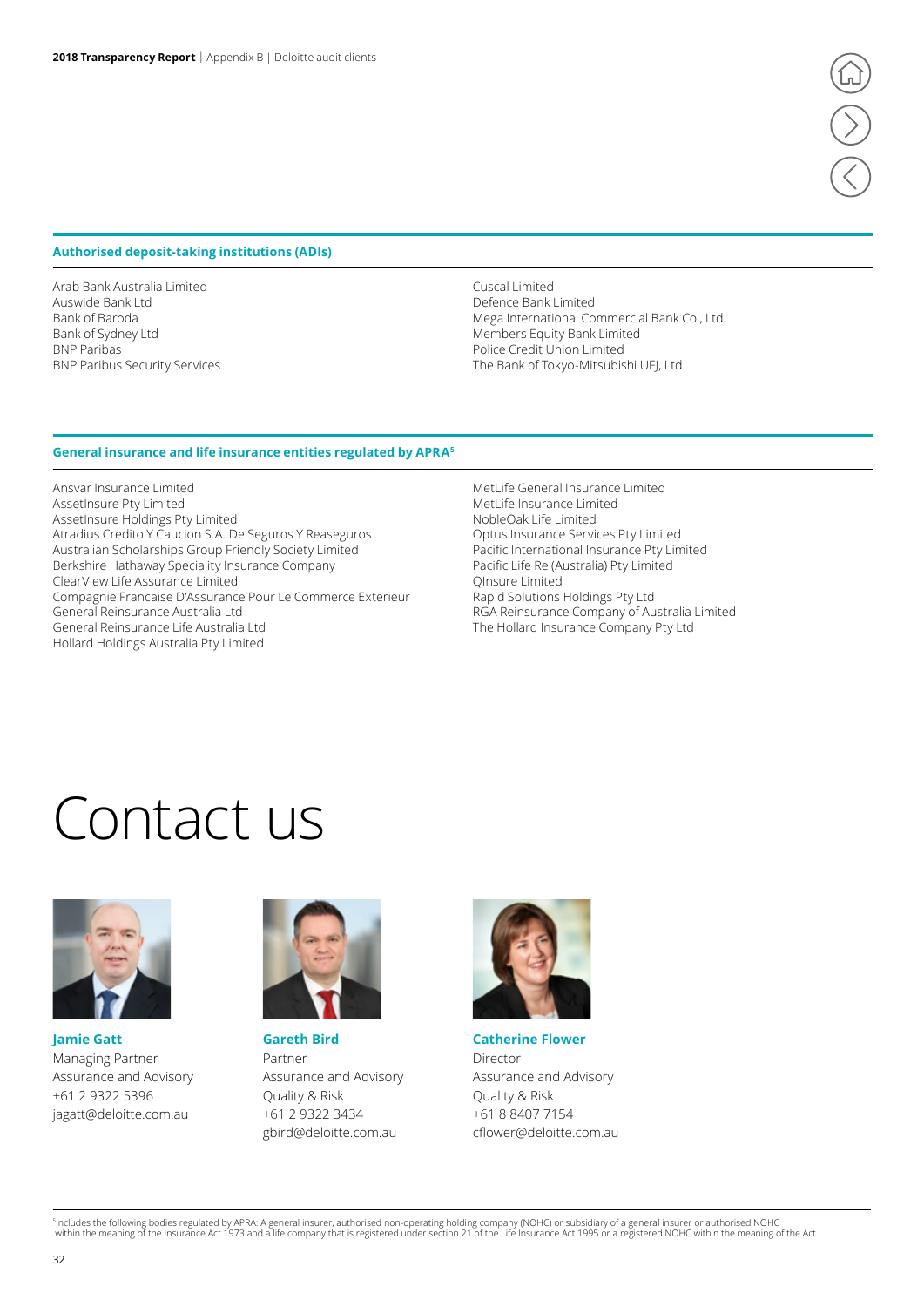## Authorised deposit-taking institutions (ADIs)

Arab Bank Australia Limited
Auswide Bank Ltd
Bank of Baroda
Bank of Sydney Ltd
BNP Paribas
BNP Paribas Security Services
Cuscal Limited
Defence Bank Limited
Mega International Commercial Bank Co., Ltd
Members Equity Bank Limited
Police Credit Union Limited
The Bank of Tokyo-Mitsubishi UFJ, Ltd

## General insurance and life insurance entities regulated by APRA[5]

Ansvar Insurance Limited
AssetInsure Pty Limited
AssetInsure Holdings Pty Limited
Atradius Credito Y Caucion S.A. De Seguros Y Reaseguros
Australian Scholarships Group Friendly Society Limited
Berkshire Hathaway Speciality Insurance Company
ClearView Life Assurance Limited
Compagnie Francaise D'Assurance Pour Le Commerce Exterieur
General Reinsurance Australia Ltd
General Reinsurance Life Australia Ltd
Hollard Holdings Australia Pty Limited
MetLife General Insurance Limited
MetLife Insurance Limited
NobleOak Life Limited
Optus Insurance Services Pty Limited
Pacific International Insurance Pty Limited
Pacific Life Re (Australia) Pty Limited
QInsure Limited
Rapid Solutions Holdings Pty Ltd
RGA Reinsurance Company of Australia Limited
The Hollard Insurance Company Pty Ltd

# Contact us

**Jamie Gatt**
Managing Partner
Assurance and Advisory
+61 2 9322 5396
jagatt@deloitte.com.au

**Gareth Bird**
Partner
Assurance and Advisory
Quality & Risk
+61 2 9322 3434
gbird@deloitte.com.au

**Catherine Flower**
Director
Assurance and Advisory
Quality & Risk
+61 8 8407 7154
cflower@deloitte.com.au

[5]Includes the following bodies regulated by APRA: A general insurer, authorised non-operating holding company (NOHC) or subsidiary of a general insurer or authorised NOHC within the meaning of the Insurance Act 1973 and a life company that is registered under section 21 of the Life Insurance Act 1995 or a registered NOHC within the meaning of the Act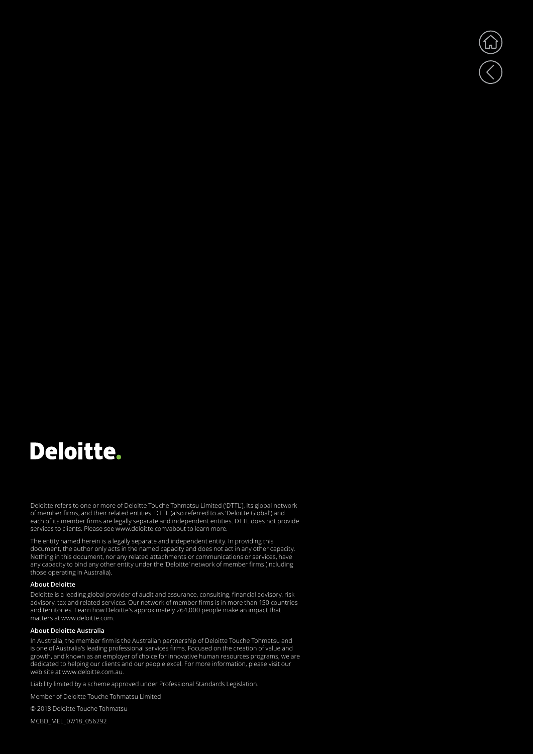Deloitte.

Deloitte refers to one or more of Deloitte Touche Tohmatsu Limited ('DTTL'), its global network of member firms, and their related entities. DTTL (also referred to as 'Deloitte Global') and each of its member firms are legally separate and independent entities. DTTL does not provide services to clients. Please see www.deloitte.com/about to learn more.

The entity named herein is a legally separate and independent entity. In providing this document, the author only acts in the named capacity and does not act in any other capacity. Nothing in this document, nor any related attachments or communications or services, have any capacity to bind any other entity under the 'Deloitte' network of member firms (including those operating in Australia).

**About Deloitte**

Deloitte is a leading global provider of audit and assurance, consulting, financial advisory, risk advisory, tax and related services. Our network of member firms is in more than 150 countries and territories. Learn how Deloitte's approximately 264,000 people make an impact that matters at www.deloitte.com.

**About Deloitte Australia**

In Australia, the member firm is the Australian partnership of Deloitte Touche Tohmatsu and is one of Australia's leading professional services firms. Focused on the creation of value and growth, and known as an employer of choice for innovative human resources programs, we are dedicated to helping our clients and our people excel. For more information, please visit our web site at www.deloitte.com.au.

Liability limited by a scheme approved under Professional Standards Legislation.

Member of Deloitte Touche Tohmatsu Limited

© 2018 Deloitte Touche Tohmatsu

MCBD_MEL_07/18_056292